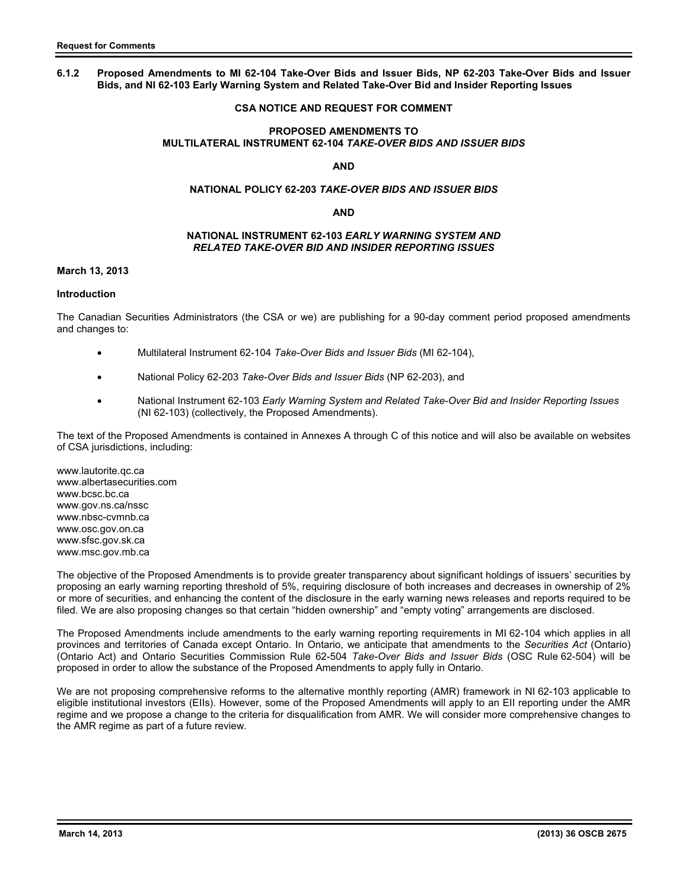### 6.1.2 Proposed Amendments to MI 62-104 Take-Over Bids and Issuer Bids, NP 62-203 Take-Over Bids and Issuer Bids, and NI 62-103 Early Warning System and Related Take-Over Bid and Insider Reporting Issues

**CSA NOTICE AND REQUEST FOR COMMENT**

**PROPOSED AMENDMENTS TO**
**MULTILATERAL INSTRUMENT 62-104 *TAKE-OVER BIDS AND ISSUER BIDS***

**AND**

**NATIONAL POLICY 62-203 *TAKE-OVER BIDS AND ISSUER BIDS***

**AND**

**NATIONAL INSTRUMENT 62-103 *EARLY WARNING SYSTEM AND RELATED TAKE-OVER BID AND INSIDER REPORTING ISSUES***

**March 13, 2013**

**Introduction**

The Canadian Securities Administrators (the CSA or we) are publishing for a 90-day comment period proposed amendments and changes to:

- Multilateral Instrument 62-104 *Take-Over Bids and Issuer Bids* (MI 62-104),
- National Policy 62-203 *Take-Over Bids and Issuer Bids* (NP 62-203), and
- National Instrument 62-103 *Early Warning System and Related Take-Over Bid and Insider Reporting Issues* (NI 62-103) (collectively, the Proposed Amendments).

The text of the Proposed Amendments is contained in Annexes A through C of this notice and will also be available on websites of CSA jurisdictions, including:

www.lautorite.qc.ca
www.albertasecurities.com
www.bcsc.bc.ca
www.gov.ns.ca/nssc
www.nbsc-cvmnb.ca
www.osc.gov.on.ca
www.sfsc.gov.sk.ca
www.msc.gov.mb.ca

The objective of the Proposed Amendments is to provide greater transparency about significant holdings of issuers' securities by proposing an early warning reporting threshold of 5%, requiring disclosure of both increases and decreases in ownership of 2% or more of securities, and enhancing the content of the disclosure in the early warning news releases and reports required to be filed. We are also proposing changes so that certain "hidden ownership" and "empty voting" arrangements are disclosed.

The Proposed Amendments include amendments to the early warning reporting requirements in MI 62-104 which applies in all provinces and territories of Canada except Ontario. In Ontario, we anticipate that amendments to the *Securities Act* (Ontario) (Ontario Act) and Ontario Securities Commission Rule 62-504 *Take-Over Bids and Issuer Bids* (OSC Rule 62-504) will be proposed in order to allow the substance of the Proposed Amendments to apply fully in Ontario.

We are not proposing comprehensive reforms to the alternative monthly reporting (AMR) framework in NI 62-103 applicable to eligible institutional investors (EIIs). However, some of the Proposed Amendments will apply to an EII reporting under the AMR regime and we propose a change to the criteria for disqualification from AMR. We will consider more comprehensive changes to the AMR regime as part of a future review.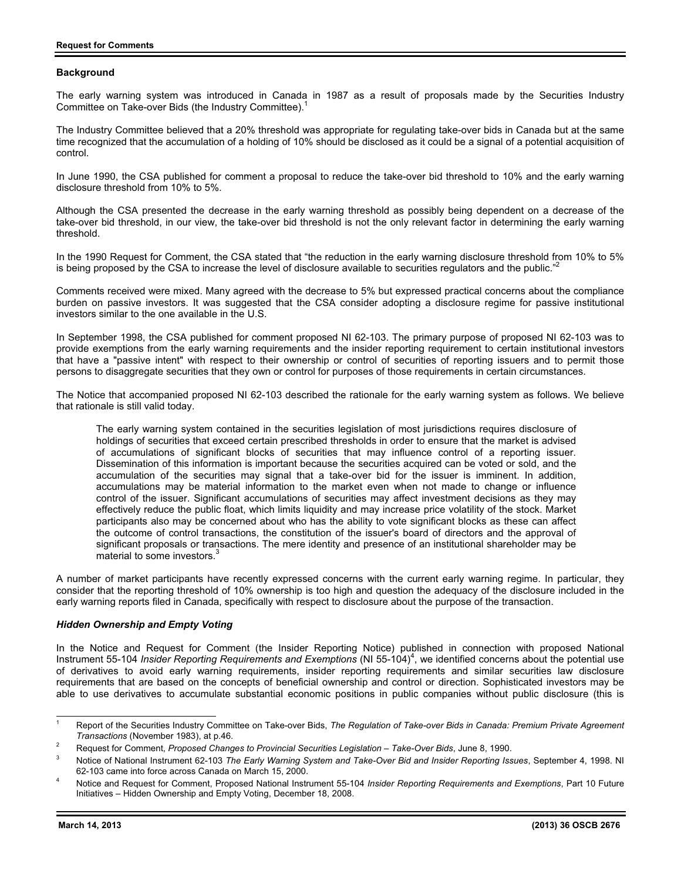## Background

The early warning system was introduced in Canada in 1987 as a result of proposals made by the Securities Industry Committee on Take-over Bids (the Industry Committee).[1]

The Industry Committee believed that a 20% threshold was appropriate for regulating take-over bids in Canada but at the same time recognized that the accumulation of a holding of 10% should be disclosed as it could be a signal of a potential acquisition of control.

In June 1990, the CSA published for comment a proposal to reduce the take-over bid threshold to 10% and the early warning disclosure threshold from 10% to 5%.

Although the CSA presented the decrease in the early warning threshold as possibly being dependent on a decrease of the take-over bid threshold, in our view, the take-over bid threshold is not the only relevant factor in determining the early warning threshold.

In the 1990 Request for Comment, the CSA stated that "the reduction in the early warning disclosure threshold from 10% to 5% is being proposed by the CSA to increase the level of disclosure available to securities regulators and the public."[2]

Comments received were mixed. Many agreed with the decrease to 5% but expressed practical concerns about the compliance burden on passive investors. It was suggested that the CSA consider adopting a disclosure regime for passive institutional investors similar to the one available in the U.S.

In September 1998, the CSA published for comment proposed NI 62-103. The primary purpose of proposed NI 62-103 was to provide exemptions from the early warning requirements and the insider reporting requirement to certain institutional investors that have a "passive intent" with respect to their ownership or control of securities of reporting issuers and to permit those persons to disaggregate securities that they own or control for purposes of those requirements in certain circumstances.

The Notice that accompanied proposed NI 62-103 described the rationale for the early warning system as follows. We believe that rationale is still valid today.

> The early warning system contained in the securities legislation of most jurisdictions requires disclosure of holdings of securities that exceed certain prescribed thresholds in order to ensure that the market is advised of accumulations of significant blocks of securities that may influence control of a reporting issuer. Dissemination of this information is important because the securities acquired can be voted or sold, and the accumulation of the securities may signal that a take-over bid for the issuer is imminent. In addition, accumulations may be material information to the market even when not made to change or influence control of the issuer. Significant accumulations of securities may affect investment decisions as they may effectively reduce the public float, which limits liquidity and may increase price volatility of the stock. Market participants also may be concerned about who has the ability to vote significant blocks as these can affect the outcome of control transactions, the constitution of the issuer's board of directors and the approval of significant proposals or transactions. The mere identity and presence of an institutional shareholder may be material to some investors.[3]

A number of market participants have recently expressed concerns with the current early warning regime. In particular, they consider that the reporting threshold of 10% ownership is too high and question the adequacy of the disclosure included in the early warning reports filed in Canada, specifically with respect to disclosure about the purpose of the transaction.

### *Hidden Ownership and Empty Voting*

In the Notice and Request for Comment (the Insider Reporting Notice) published in connection with proposed National Instrument 55-104 *Insider Reporting Requirements and Exemptions* (NI 55-104)[4], we identified concerns about the potential use of derivatives to avoid early warning requirements, insider reporting requirements and similar securities law disclosure requirements that are based on the concepts of beneficial ownership and control or direction. Sophisticated investors may be able to use derivatives to accumulate substantial economic positions in public companies without public disclosure (this is

---

[1] Report of the Securities Industry Committee on Take-over Bids, *The Regulation of Take-over Bids in Canada: Premium Private Agreement Transactions* (November 1983), at p.46.

[2] Request for Comment, *Proposed Changes to Provincial Securities Legislation – Take-Over Bids*, June 8, 1990.

[3] Notice of National Instrument 62-103 *The Early Warning System and Take-Over Bid and Insider Reporting Issues*, September 4, 1998. NI 62-103 came into force across Canada on March 15, 2000.

[4] Notice and Request for Comment, Proposed National Instrument 55-104 *Insider Reporting Requirements and Exemptions*, Part 10 Future Initiatives – Hidden Ownership and Empty Voting, December 18, 2008.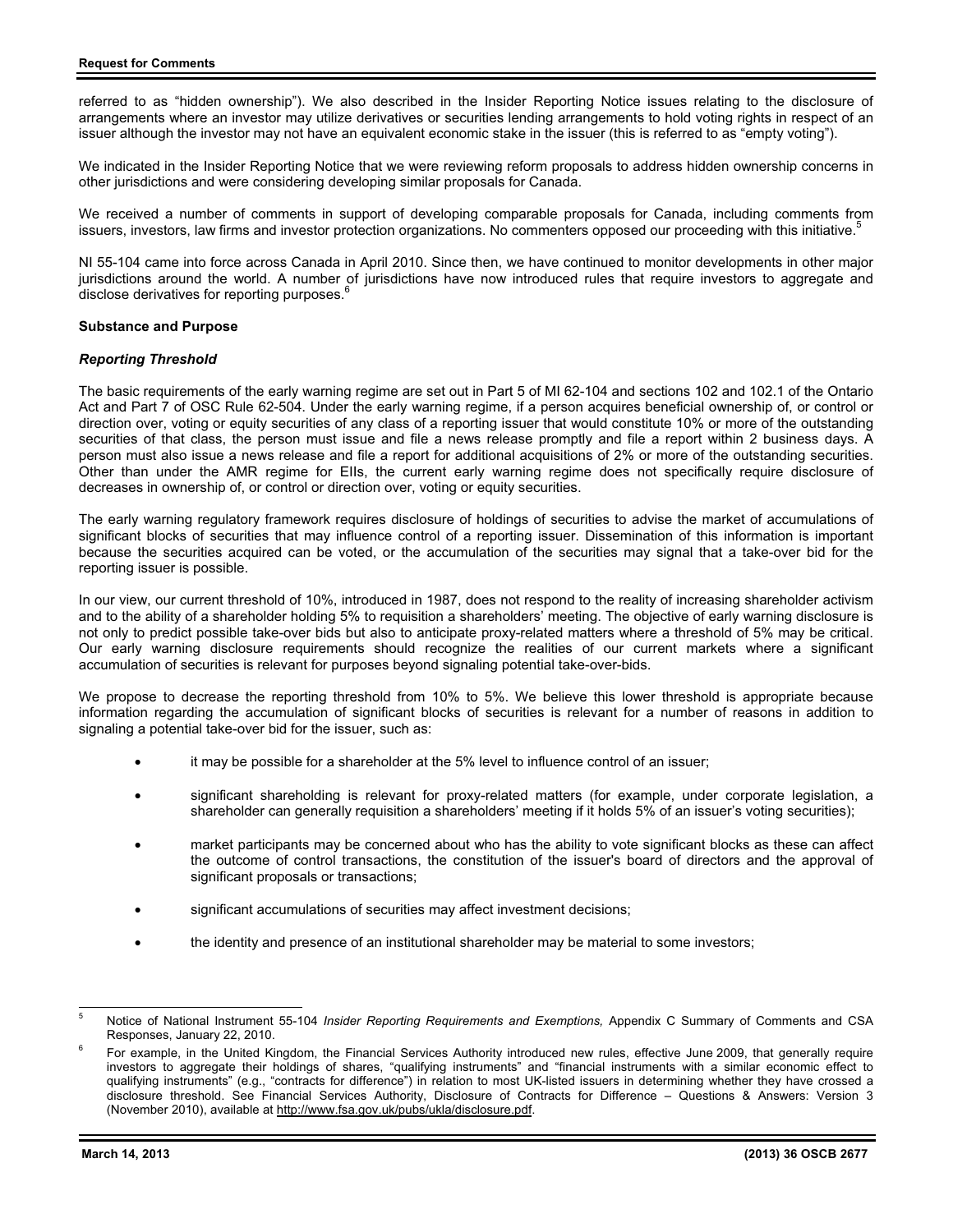referred to as "hidden ownership"). We also described in the Insider Reporting Notice issues relating to the disclosure of arrangements where an investor may utilize derivatives or securities lending arrangements to hold voting rights in respect of an issuer although the investor may not have an equivalent economic stake in the issuer (this is referred to as "empty voting").

We indicated in the Insider Reporting Notice that we were reviewing reform proposals to address hidden ownership concerns in other jurisdictions and were considering developing similar proposals for Canada.

We received a number of comments in support of developing comparable proposals for Canada, including comments from issuers, investors, law firms and investor protection organizations. No commenters opposed our proceeding with this initiative.[5]

NI 55-104 came into force across Canada in April 2010. Since then, we have continued to monitor developments in other major jurisdictions around the world. A number of jurisdictions have now introduced rules that require investors to aggregate and disclose derivatives for reporting purposes.[6]

**Substance and Purpose**

***Reporting Threshold***

The basic requirements of the early warning regime are set out in Part 5 of MI 62-104 and sections 102 and 102.1 of the Ontario Act and Part 7 of OSC Rule 62-504. Under the early warning regime, if a person acquires beneficial ownership of, or control or direction over, voting or equity securities of any class of a reporting issuer that would constitute 10% or more of the outstanding securities of that class, the person must issue and file a news release promptly and file a report within 2 business days. A person must also issue a news release and file a report for additional acquisitions of 2% or more of the outstanding securities. Other than under the AMR regime for EIIs, the current early warning regime does not specifically require disclosure of decreases in ownership of, or control or direction over, voting or equity securities.

The early warning regulatory framework requires disclosure of holdings of securities to advise the market of accumulations of significant blocks of securities that may influence control of a reporting issuer. Dissemination of this information is important because the securities acquired can be voted, or the accumulation of the securities may signal that a take-over bid for the reporting issuer is possible.

In our view, our current threshold of 10%, introduced in 1987, does not respond to the reality of increasing shareholder activism and to the ability of a shareholder holding 5% to requisition a shareholders' meeting. The objective of early warning disclosure is not only to predict possible take-over bids but also to anticipate proxy-related matters where a threshold of 5% may be critical. Our early warning disclosure requirements should recognize the realities of our current markets where a significant accumulation of securities is relevant for purposes beyond signaling potential take-over-bids.

We propose to decrease the reporting threshold from 10% to 5%. We believe this lower threshold is appropriate because information regarding the accumulation of significant blocks of securities is relevant for a number of reasons in addition to signaling a potential take-over bid for the issuer, such as:

- it may be possible for a shareholder at the 5% level to influence control of an issuer;
- significant shareholding is relevant for proxy-related matters (for example, under corporate legislation, a shareholder can generally requisition a shareholders' meeting if it holds 5% of an issuer's voting securities);
- market participants may be concerned about who has the ability to vote significant blocks as these can affect the outcome of control transactions, the constitution of the issuer's board of directors and the approval of significant proposals or transactions;
- significant accumulations of securities may affect investment decisions;
- the identity and presence of an institutional shareholder may be material to some investors;

---

[5] Notice of National Instrument 55-104 *Insider Reporting Requirements and Exemptions,* Appendix C Summary of Comments and CSA Responses, January 22, 2010.

[6] For example, in the United Kingdom, the Financial Services Authority introduced new rules, effective June 2009, that generally require investors to aggregate their holdings of shares, "qualifying instruments" and "financial instruments with a similar economic effect to qualifying instruments" (e.g., "contracts for difference") in relation to most UK-listed issuers in determining whether they have crossed a disclosure threshold. See Financial Services Authority, Disclosure of Contracts for Difference – Questions & Answers: Version 3 (November 2010), available at http://www.fsa.gov.uk/pubs/ukla/disclosure.pdf.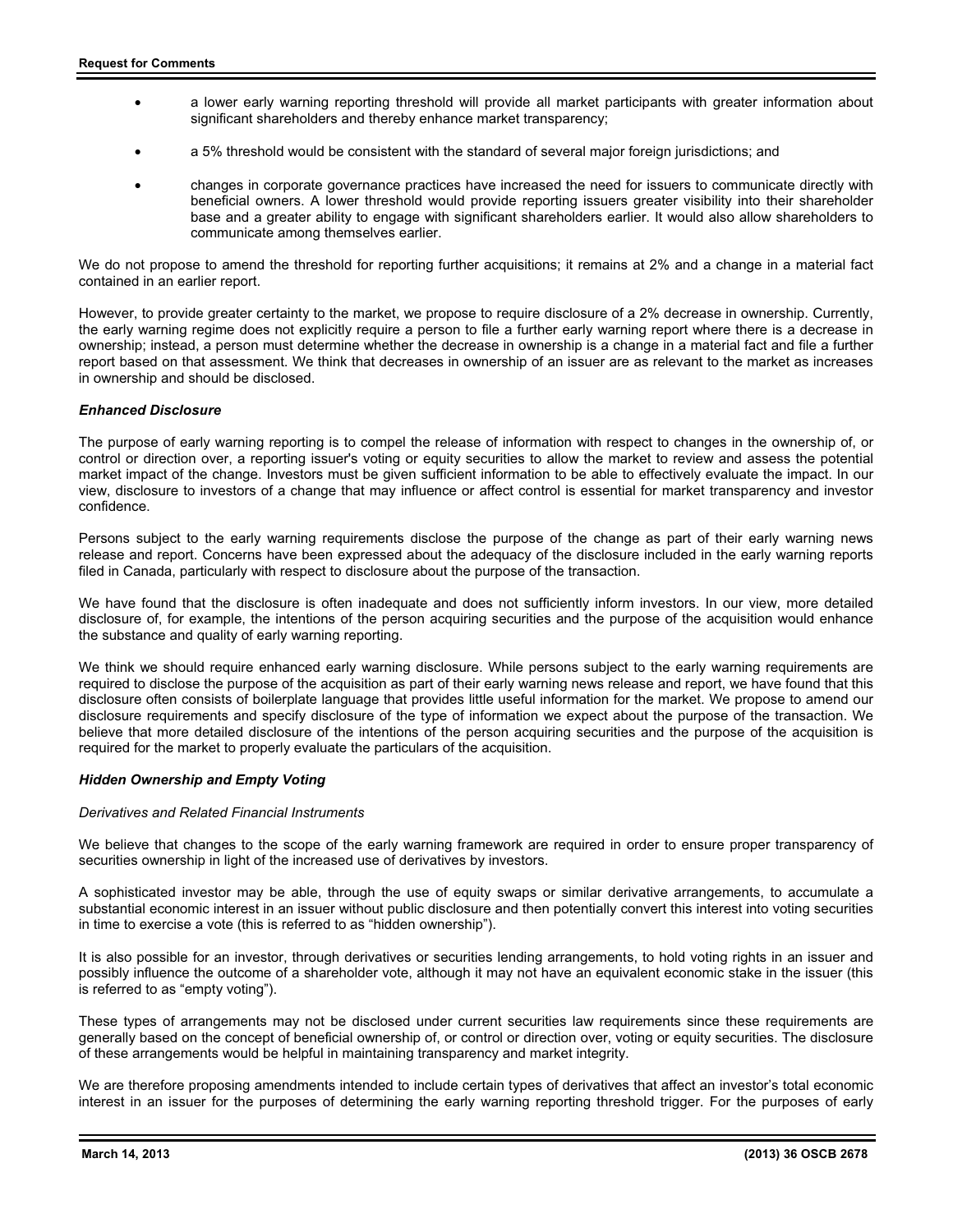- a lower early warning reporting threshold will provide all market participants with greater information about significant shareholders and thereby enhance market transparency;

- a 5% threshold would be consistent with the standard of several major foreign jurisdictions; and

- changes in corporate governance practices have increased the need for issuers to communicate directly with beneficial owners. A lower threshold would provide reporting issuers greater visibility into their shareholder base and a greater ability to engage with significant shareholders earlier. It would also allow shareholders to communicate among themselves earlier.

We do not propose to amend the threshold for reporting further acquisitions; it remains at 2% and a change in a material fact contained in an earlier report.

However, to provide greater certainty to the market, we propose to require disclosure of a 2% decrease in ownership. Currently, the early warning regime does not explicitly require a person to file a further early warning report where there is a decrease in ownership; instead, a person must determine whether the decrease in ownership is a change in a material fact and file a further report based on that assessment. We think that decreases in ownership of an issuer are as relevant to the market as increases in ownership and should be disclosed.

***Enhanced Disclosure***

The purpose of early warning reporting is to compel the release of information with respect to changes in the ownership of, or control or direction over, a reporting issuer's voting or equity securities to allow the market to review and assess the potential market impact of the change. Investors must be given sufficient information to be able to effectively evaluate the impact. In our view, disclosure to investors of a change that may influence or affect control is essential for market transparency and investor confidence.

Persons subject to the early warning requirements disclose the purpose of the change as part of their early warning news release and report. Concerns have been expressed about the adequacy of the disclosure included in the early warning reports filed in Canada, particularly with respect to disclosure about the purpose of the transaction.

We have found that the disclosure is often inadequate and does not sufficiently inform investors. In our view, more detailed disclosure of, for example, the intentions of the person acquiring securities and the purpose of the acquisition would enhance the substance and quality of early warning reporting.

We think we should require enhanced early warning disclosure. While persons subject to the early warning requirements are required to disclose the purpose of the acquisition as part of their early warning news release and report, we have found that this disclosure often consists of boilerplate language that provides little useful information for the market. We propose to amend our disclosure requirements and specify disclosure of the type of information we expect about the purpose of the transaction. We believe that more detailed disclosure of the intentions of the person acquiring securities and the purpose of the acquisition is required for the market to properly evaluate the particulars of the acquisition.

***Hidden Ownership and Empty Voting***

*Derivatives and Related Financial Instruments*

We believe that changes to the scope of the early warning framework are required in order to ensure proper transparency of securities ownership in light of the increased use of derivatives by investors.

A sophisticated investor may be able, through the use of equity swaps or similar derivative arrangements, to accumulate a substantial economic interest in an issuer without public disclosure and then potentially convert this interest into voting securities in time to exercise a vote (this is referred to as "hidden ownership").

It is also possible for an investor, through derivatives or securities lending arrangements, to hold voting rights in an issuer and possibly influence the outcome of a shareholder vote, although it may not have an equivalent economic stake in the issuer (this is referred to as "empty voting").

These types of arrangements may not be disclosed under current securities law requirements since these requirements are generally based on the concept of beneficial ownership of, or control or direction over, voting or equity securities. The disclosure of these arrangements would be helpful in maintaining transparency and market integrity.

We are therefore proposing amendments intended to include certain types of derivatives that affect an investor's total economic interest in an issuer for the purposes of determining the early warning reporting threshold trigger. For the purposes of early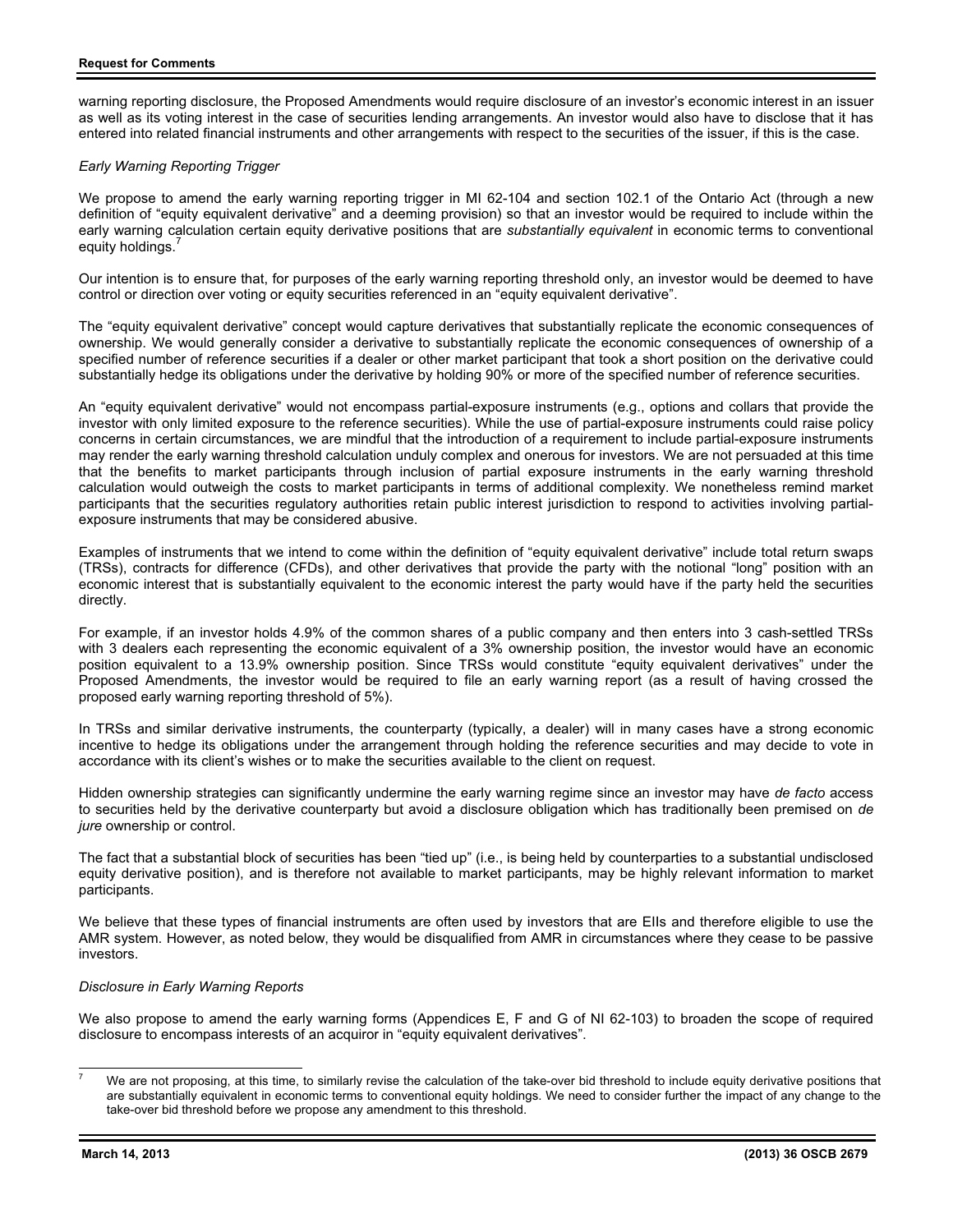warning reporting disclosure, the Proposed Amendments would require disclosure of an investor's economic interest in an issuer as well as its voting interest in the case of securities lending arrangements. An investor would also have to disclose that it has entered into related financial instruments and other arrangements with respect to the securities of the issuer, if this is the case.

*Early Warning Reporting Trigger*

We propose to amend the early warning reporting trigger in MI 62-104 and section 102.1 of the Ontario Act (through a new definition of "equity equivalent derivative" and a deeming provision) so that an investor would be required to include within the early warning calculation certain equity derivative positions that are *substantially equivalent* in economic terms to conventional equity holdings.[7]

Our intention is to ensure that, for purposes of the early warning reporting threshold only, an investor would be deemed to have control or direction over voting or equity securities referenced in an "equity equivalent derivative".

The "equity equivalent derivative" concept would capture derivatives that substantially replicate the economic consequences of ownership. We would generally consider a derivative to substantially replicate the economic consequences of ownership of a specified number of reference securities if a dealer or other market participant that took a short position on the derivative could substantially hedge its obligations under the derivative by holding 90% or more of the specified number of reference securities.

An "equity equivalent derivative" would not encompass partial-exposure instruments (e.g., options and collars that provide the investor with only limited exposure to the reference securities). While the use of partial-exposure instruments could raise policy concerns in certain circumstances, we are mindful that the introduction of a requirement to include partial-exposure instruments may render the early warning threshold calculation unduly complex and onerous for investors. We are not persuaded at this time that the benefits to market participants through inclusion of partial exposure instruments in the early warning threshold calculation would outweigh the costs to market participants in terms of additional complexity. We nonetheless remind market participants that the securities regulatory authorities retain public interest jurisdiction to respond to activities involving partial-exposure instruments that may be considered abusive.

Examples of instruments that we intend to come within the definition of "equity equivalent derivative" include total return swaps (TRSs), contracts for difference (CFDs), and other derivatives that provide the party with the notional "long" position with an economic interest that is substantially equivalent to the economic interest the party would have if the party held the securities directly.

For example, if an investor holds 4.9% of the common shares of a public company and then enters into 3 cash-settled TRSs with 3 dealers each representing the economic equivalent of a 3% ownership position, the investor would have an economic position equivalent to a 13.9% ownership position. Since TRSs would constitute "equity equivalent derivatives" under the Proposed Amendments, the investor would be required to file an early warning report (as a result of having crossed the proposed early warning reporting threshold of 5%).

In TRSs and similar derivative instruments, the counterparty (typically, a dealer) will in many cases have a strong economic incentive to hedge its obligations under the arrangement through holding the reference securities and may decide to vote in accordance with its client's wishes or to make the securities available to the client on request.

Hidden ownership strategies can significantly undermine the early warning regime since an investor may have *de facto* access to securities held by the derivative counterparty but avoid a disclosure obligation which has traditionally been premised on *de jure* ownership or control.

The fact that a substantial block of securities has been "tied up" (i.e., is being held by counterparties to a substantial undisclosed equity derivative position), and is therefore not available to market participants, may be highly relevant information to market participants.

We believe that these types of financial instruments are often used by investors that are EIIs and therefore eligible to use the AMR system. However, as noted below, they would be disqualified from AMR in circumstances where they cease to be passive investors.

*Disclosure in Early Warning Reports*

We also propose to amend the early warning forms (Appendices E, F and G of NI 62-103) to broaden the scope of required disclosure to encompass interests of an acquiror in "equity equivalent derivatives".

---

[7] We are not proposing, at this time, to similarly revise the calculation of the take-over bid threshold to include equity derivative positions that are substantially equivalent in economic terms to conventional equity holdings. We need to consider further the impact of any change to the take-over bid threshold before we propose any amendment to this threshold.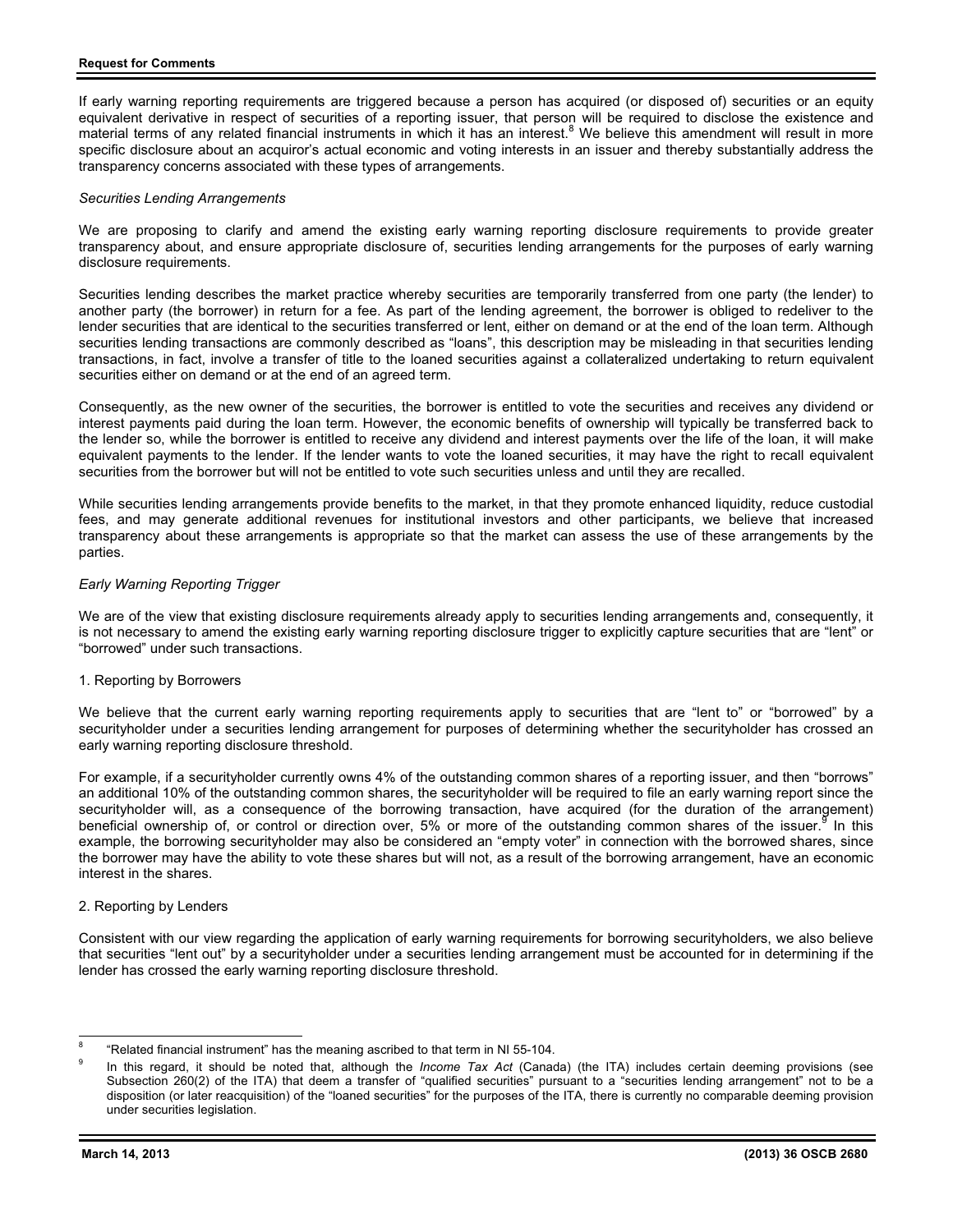If early warning reporting requirements are triggered because a person has acquired (or disposed of) securities or an equity equivalent derivative in respect of securities of a reporting issuer, that person will be required to disclose the existence and material terms of any related financial instruments in which it has an interest.[8] We believe this amendment will result in more specific disclosure about an acquiror's actual economic and voting interests in an issuer and thereby substantially address the transparency concerns associated with these types of arrangements.

*Securities Lending Arrangements*

We are proposing to clarify and amend the existing early warning reporting disclosure requirements to provide greater transparency about, and ensure appropriate disclosure of, securities lending arrangements for the purposes of early warning disclosure requirements.

Securities lending describes the market practice whereby securities are temporarily transferred from one party (the lender) to another party (the borrower) in return for a fee. As part of the lending agreement, the borrower is obliged to redeliver to the lender securities that are identical to the securities transferred or lent, either on demand or at the end of the loan term. Although securities lending transactions are commonly described as "loans", this description may be misleading in that securities lending transactions, in fact, involve a transfer of title to the loaned securities against a collateralized undertaking to return equivalent securities either on demand or at the end of an agreed term.

Consequently, as the new owner of the securities, the borrower is entitled to vote the securities and receives any dividend or interest payments paid during the loan term. However, the economic benefits of ownership will typically be transferred back to the lender so, while the borrower is entitled to receive any dividend and interest payments over the life of the loan, it will make equivalent payments to the lender. If the lender wants to vote the loaned securities, it may have the right to recall equivalent securities from the borrower but will not be entitled to vote such securities unless and until they are recalled.

While securities lending arrangements provide benefits to the market, in that they promote enhanced liquidity, reduce custodial fees, and may generate additional revenues for institutional investors and other participants, we believe that increased transparency about these arrangements is appropriate so that the market can assess the use of these arrangements by the parties.

*Early Warning Reporting Trigger*

We are of the view that existing disclosure requirements already apply to securities lending arrangements and, consequently, it is not necessary to amend the existing early warning reporting disclosure trigger to explicitly capture securities that are "lent" or "borrowed" under such transactions.

1. Reporting by Borrowers

We believe that the current early warning reporting requirements apply to securities that are "lent to" or "borrowed" by a securityholder under a securities lending arrangement for purposes of determining whether the securityholder has crossed an early warning reporting disclosure threshold.

For example, if a securityholder currently owns 4% of the outstanding common shares of a reporting issuer, and then "borrows" an additional 10% of the outstanding common shares, the securityholder will be required to file an early warning report since the securityholder will, as a consequence of the borrowing transaction, have acquired (for the duration of the arrangement) beneficial ownership of, or control or direction over, 5% or more of the outstanding common shares of the issuer.[9] In this example, the borrowing securityholder may also be considered an "empty voter" in connection with the borrowed shares, since the borrower may have the ability to vote these shares but will not, as a result of the borrowing arrangement, have an economic interest in the shares.

2. Reporting by Lenders

Consistent with our view regarding the application of early warning requirements for borrowing securityholders, we also believe that securities "lent out" by a securityholder under a securities lending arrangement must be accounted for in determining if the lender has crossed the early warning reporting disclosure threshold.

---

[8] "Related financial instrument" has the meaning ascribed to that term in NI 55-104.

[9] In this regard, it should be noted that, although the *Income Tax Act* (Canada) (the ITA) includes certain deeming provisions (see Subsection 260(2) of the ITA) that deem a transfer of "qualified securities" pursuant to a "securities lending arrangement" not to be a disposition (or later reacquisition) of the "loaned securities" for the purposes of the ITA, there is currently no comparable deeming provision under securities legislation.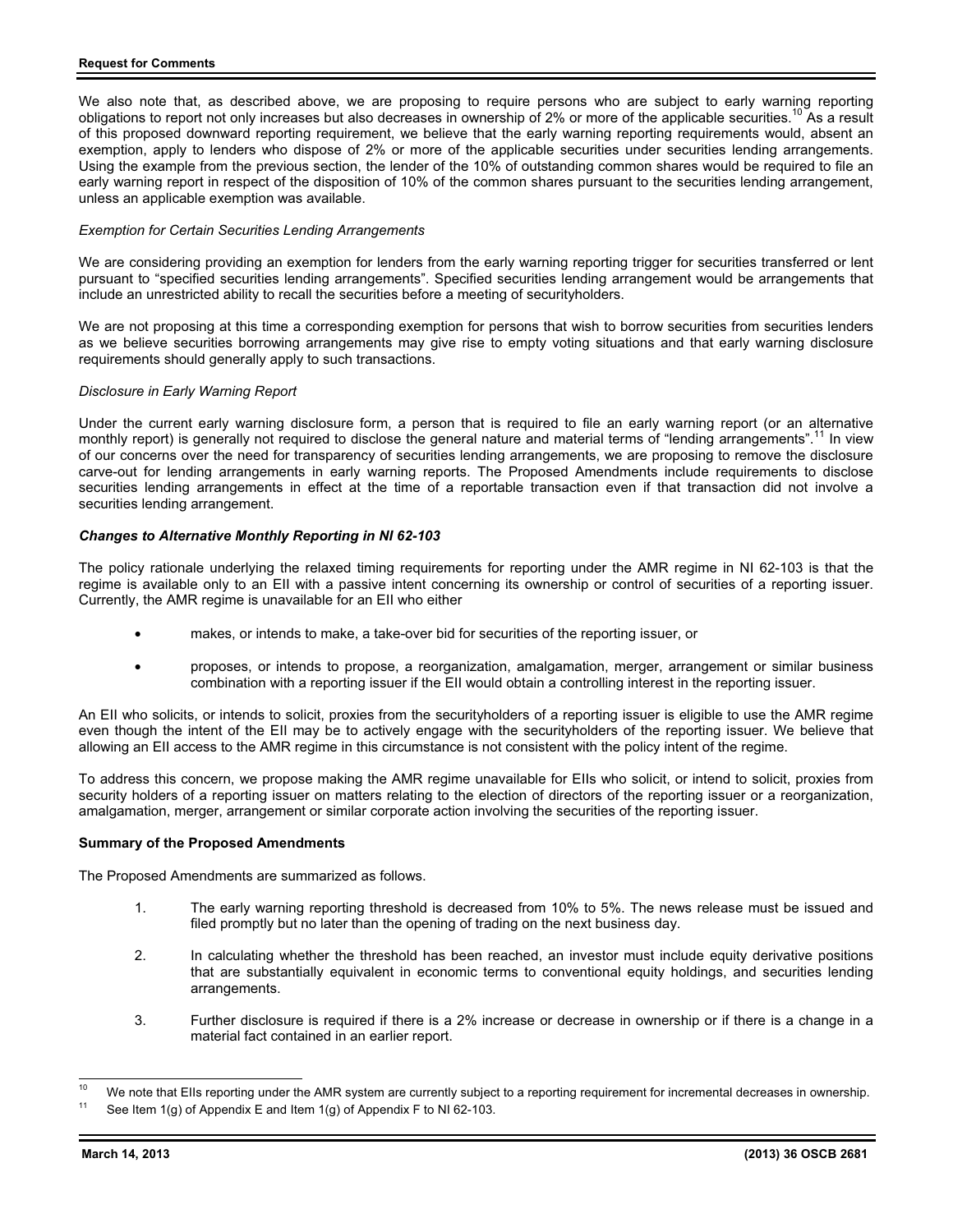We also note that, as described above, we are proposing to require persons who are subject to early warning reporting obligations to report not only increases but also decreases in ownership of 2% or more of the applicable securities.[10] As a result of this proposed downward reporting requirement, we believe that the early warning reporting requirements would, absent an exemption, apply to lenders who dispose of 2% or more of the applicable securities under securities lending arrangements. Using the example from the previous section, the lender of the 10% of outstanding common shares would be required to file an early warning report in respect of the disposition of 10% of the common shares pursuant to the securities lending arrangement, unless an applicable exemption was available.

*Exemption for Certain Securities Lending Arrangements*

We are considering providing an exemption for lenders from the early warning reporting trigger for securities transferred or lent pursuant to "specified securities lending arrangements". Specified securities lending arrangement would be arrangements that include an unrestricted ability to recall the securities before a meeting of securityholders.

We are not proposing at this time a corresponding exemption for persons that wish to borrow securities from securities lenders as we believe securities borrowing arrangements may give rise to empty voting situations and that early warning disclosure requirements should generally apply to such transactions.

*Disclosure in Early Warning Report*

Under the current early warning disclosure form, a person that is required to file an early warning report (or an alternative monthly report) is generally not required to disclose the general nature and material terms of "lending arrangements".[11] In view of our concerns over the need for transparency of securities lending arrangements, we are proposing to remove the disclosure carve-out for lending arrangements in early warning reports. The Proposed Amendments include requirements to disclose securities lending arrangements in effect at the time of a reportable transaction even if that transaction did not involve a securities lending arrangement.

***Changes to Alternative Monthly Reporting in NI 62-103***

The policy rationale underlying the relaxed timing requirements for reporting under the AMR regime in NI 62-103 is that the regime is available only to an EII with a passive intent concerning its ownership or control of securities of a reporting issuer. Currently, the AMR regime is unavailable for an EII who either

- makes, or intends to make, a take-over bid for securities of the reporting issuer, or
- proposes, or intends to propose, a reorganization, amalgamation, merger, arrangement or similar business combination with a reporting issuer if the EII would obtain a controlling interest in the reporting issuer.

An EII who solicits, or intends to solicit, proxies from the securityholders of a reporting issuer is eligible to use the AMR regime even though the intent of the EII may be to actively engage with the securityholders of the reporting issuer. We believe that allowing an EII access to the AMR regime in this circumstance is not consistent with the policy intent of the regime.

To address this concern, we propose making the AMR regime unavailable for EIIs who solicit, or intend to solicit, proxies from security holders of a reporting issuer on matters relating to the election of directors of the reporting issuer or a reorganization, amalgamation, merger, arrangement or similar corporate action involving the securities of the reporting issuer.

**Summary of the Proposed Amendments**

The Proposed Amendments are summarized as follows.

1. The early warning reporting threshold is decreased from 10% to 5%. The news release must be issued and filed promptly but no later than the opening of trading on the next business day.

2. In calculating whether the threshold has been reached, an investor must include equity derivative positions that are substantially equivalent in economic terms to conventional equity holdings, and securities lending arrangements.

3. Further disclosure is required if there is a 2% increase or decrease in ownership or if there is a change in a material fact contained in an earlier report.

---

[10] We note that EIIs reporting under the AMR system are currently subject to a reporting requirement for incremental decreases in ownership.

[11] See Item 1(g) of Appendix E and Item 1(g) of Appendix F to NI 62-103.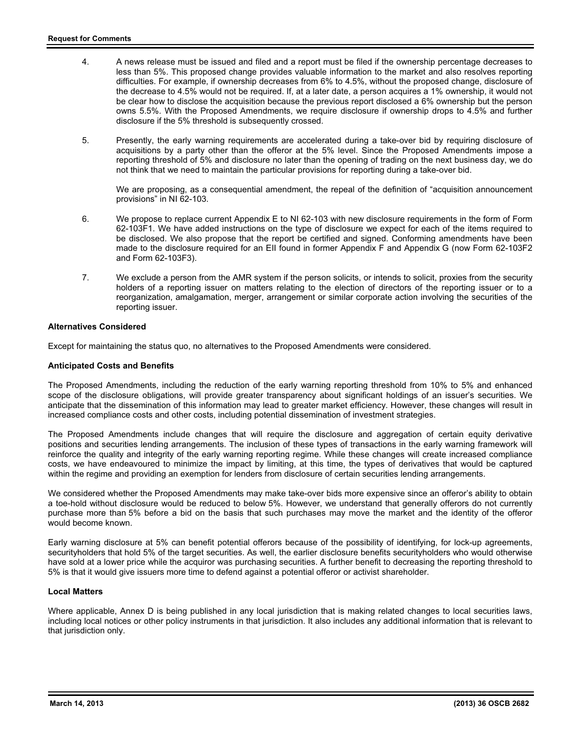4. A news release must be issued and filed and a report must be filed if the ownership percentage decreases to less than 5%. This proposed change provides valuable information to the market and also resolves reporting difficulties. For example, if ownership decreases from 6% to 4.5%, without the proposed change, disclosure of the decrease to 4.5% would not be required. If, at a later date, a person acquires a 1% ownership, it would not be clear how to disclose the acquisition because the previous report disclosed a 6% ownership but the person owns 5.5%. With the Proposed Amendments, we require disclosure if ownership drops to 4.5% and further disclosure if the 5% threshold is subsequently crossed.

5. Presently, the early warning requirements are accelerated during a take-over bid by requiring disclosure of acquisitions by a party other than the offeror at the 5% level. Since the Proposed Amendments impose a reporting threshold of 5% and disclosure no later than the opening of trading on the next business day, we do not think that we need to maintain the particular provisions for reporting during a take-over bid.

   We are proposing, as a consequential amendment, the repeal of the definition of "acquisition announcement provisions" in NI 62-103.

6. We propose to replace current Appendix E to NI 62-103 with new disclosure requirements in the form of Form 62-103F1. We have added instructions on the type of disclosure we expect for each of the items required to be disclosed. We also propose that the report be certified and signed. Conforming amendments have been made to the disclosure required for an EII found in former Appendix F and Appendix G (now Form 62-103F2 and Form 62-103F3).

7. We exclude a person from the AMR system if the person solicits, or intends to solicit, proxies from the security holders of a reporting issuer on matters relating to the election of directors of the reporting issuer or to a reorganization, amalgamation, merger, arrangement or similar corporate action involving the securities of the reporting issuer.

**Alternatives Considered**

Except for maintaining the status quo, no alternatives to the Proposed Amendments were considered.

**Anticipated Costs and Benefits**

The Proposed Amendments, including the reduction of the early warning reporting threshold from 10% to 5% and enhanced scope of the disclosure obligations, will provide greater transparency about significant holdings of an issuer's securities. We anticipate that the dissemination of this information may lead to greater market efficiency. However, these changes will result in increased compliance costs and other costs, including potential dissemination of investment strategies.

The Proposed Amendments include changes that will require the disclosure and aggregation of certain equity derivative positions and securities lending arrangements. The inclusion of these types of transactions in the early warning framework will reinforce the quality and integrity of the early warning reporting regime. While these changes will create increased compliance costs, we have endeavoured to minimize the impact by limiting, at this time, the types of derivatives that would be captured within the regime and providing an exemption for lenders from disclosure of certain securities lending arrangements.

We considered whether the Proposed Amendments may make take-over bids more expensive since an offeror's ability to obtain a toe-hold without disclosure would be reduced to below 5%. However, we understand that generally offerors do not currently purchase more than 5% before a bid on the basis that such purchases may move the market and the identity of the offeror would become known.

Early warning disclosure at 5% can benefit potential offerors because of the possibility of identifying, for lock-up agreements, securityholders that hold 5% of the target securities. As well, the earlier disclosure benefits securityholders who would otherwise have sold at a lower price while the acquiror was purchasing securities. A further benefit to decreasing the reporting threshold to 5% is that it would give issuers more time to defend against a potential offeror or activist shareholder.

**Local Matters**

Where applicable, Annex D is being published in any local jurisdiction that is making related changes to local securities laws, including local notices or other policy instruments in that jurisdiction. It also includes any additional information that is relevant to that jurisdiction only.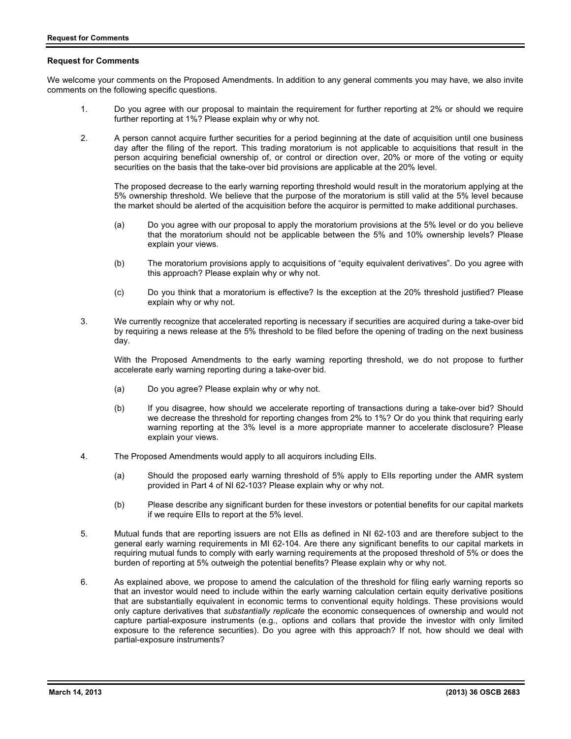## Request for Comments

We welcome your comments on the Proposed Amendments. In addition to any general comments you may have, we also invite comments on the following specific questions.

1. Do you agree with our proposal to maintain the requirement for further reporting at 2% or should we require further reporting at 1%? Please explain why or why not.

2. A person cannot acquire further securities for a period beginning at the date of acquisition until one business day after the filing of the report. This trading moratorium is not applicable to acquisitions that result in the person acquiring beneficial ownership of, or control or direction over, 20% or more of the voting or equity securities on the basis that the take-over bid provisions are applicable at the 20% level.

   The proposed decrease to the early warning reporting threshold would result in the moratorium applying at the 5% ownership threshold. We believe that the purpose of the moratorium is still valid at the 5% level because the market should be alerted of the acquisition before the acquiror is permitted to make additional purchases.

   (a) Do you agree with our proposal to apply the moratorium provisions at the 5% level or do you believe that the moratorium should not be applicable between the 5% and 10% ownership levels? Please explain your views.

   (b) The moratorium provisions apply to acquisitions of "equity equivalent derivatives". Do you agree with this approach? Please explain why or why not.

   (c) Do you think that a moratorium is effective? Is the exception at the 20% threshold justified? Please explain why or why not.

3. We currently recognize that accelerated reporting is necessary if securities are acquired during a take-over bid by requiring a news release at the 5% threshold to be filed before the opening of trading on the next business day.

   With the Proposed Amendments to the early warning reporting threshold, we do not propose to further accelerate early warning reporting during a take-over bid.

   (a) Do you agree? Please explain why or why not.

   (b) If you disagree, how should we accelerate reporting of transactions during a take-over bid? Should we decrease the threshold for reporting changes from 2% to 1%? Or do you think that requiring early warning reporting at the 3% level is a more appropriate manner to accelerate disclosure? Please explain your views.

4. The Proposed Amendments would apply to all acquirors including EIIs.

   (a) Should the proposed early warning threshold of 5% apply to EIIs reporting under the AMR system provided in Part 4 of NI 62-103? Please explain why or why not.

   (b) Please describe any significant burden for these investors or potential benefits for our capital markets if we require EIIs to report at the 5% level.

5. Mutual funds that are reporting issuers are not EIIs as defined in NI 62-103 and are therefore subject to the general early warning requirements in MI 62-104. Are there any significant benefits to our capital markets in requiring mutual funds to comply with early warning requirements at the proposed threshold of 5% or does the burden of reporting at 5% outweigh the potential benefits? Please explain why or why not.

6. As explained above, we propose to amend the calculation of the threshold for filing early warning reports so that an investor would need to include within the early warning calculation certain equity derivative positions that are substantially equivalent in economic terms to conventional equity holdings. These provisions would only capture derivatives that *substantially replicate* the economic consequences of ownership and would not capture partial-exposure instruments (e.g., options and collars that provide the investor with only limited exposure to the reference securities). Do you agree with this approach? If not, how should we deal with partial-exposure instruments?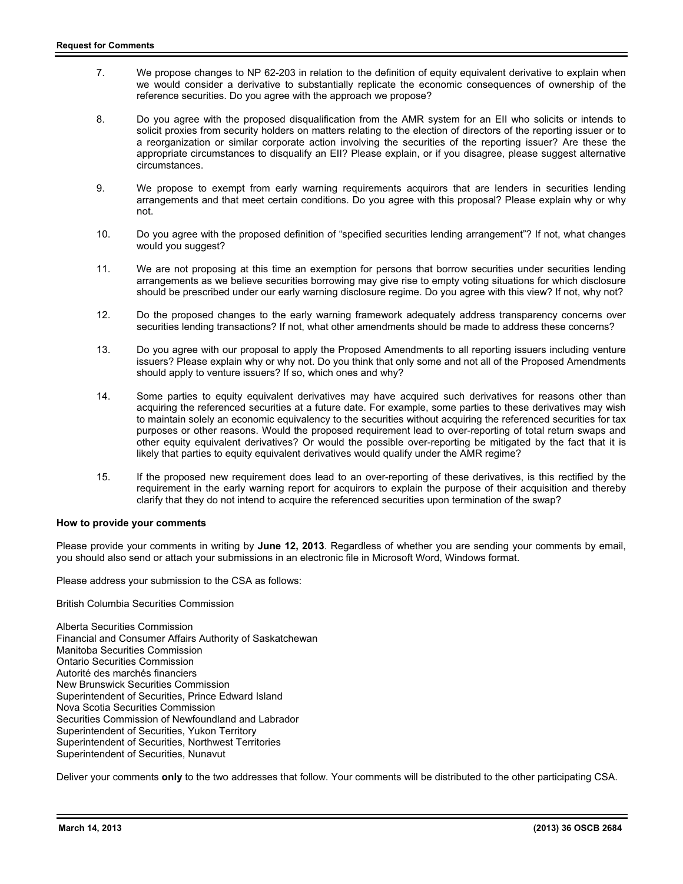7. We propose changes to NP 62-203 in relation to the definition of equity equivalent derivative to explain when we would consider a derivative to substantially replicate the economic consequences of ownership of the reference securities. Do you agree with the approach we propose?

8. Do you agree with the proposed disqualification from the AMR system for an EII who solicits or intends to solicit proxies from security holders on matters relating to the election of directors of the reporting issuer or to a reorganization or similar corporate action involving the securities of the reporting issuer? Are these the appropriate circumstances to disqualify an EII? Please explain, or if you disagree, please suggest alternative circumstances.

9. We propose to exempt from early warning requirements acquirors that are lenders in securities lending arrangements and that meet certain conditions. Do you agree with this proposal? Please explain why or why not.

10. Do you agree with the proposed definition of "specified securities lending arrangement"? If not, what changes would you suggest?

11. We are not proposing at this time an exemption for persons that borrow securities under securities lending arrangements as we believe securities borrowing may give rise to empty voting situations for which disclosure should be prescribed under our early warning disclosure regime. Do you agree with this view? If not, why not?

12. Do the proposed changes to the early warning framework adequately address transparency concerns over securities lending transactions? If not, what other amendments should be made to address these concerns?

13. Do you agree with our proposal to apply the Proposed Amendments to all reporting issuers including venture issuers? Please explain why or why not. Do you think that only some and not all of the Proposed Amendments should apply to venture issuers? If so, which ones and why?

14. Some parties to equity equivalent derivatives may have acquired such derivatives for reasons other than acquiring the referenced securities at a future date. For example, some parties to these derivatives may wish to maintain solely an economic equivalency to the securities without acquiring the referenced securities for tax purposes or other reasons. Would the proposed requirement lead to over-reporting of total return swaps and other equity equivalent derivatives? Or would the possible over-reporting be mitigated by the fact that it is likely that parties to equity equivalent derivatives would qualify under the AMR regime?

15. If the proposed new requirement does lead to an over-reporting of these derivatives, is this rectified by the requirement in the early warning report for acquirors to explain the purpose of their acquisition and thereby clarify that they do not intend to acquire the referenced securities upon termination of the swap?

**How to provide your comments**

Please provide your comments in writing by **June 12, 2013**. Regardless of whether you are sending your comments by email, you should also send or attach your submissions in an electronic file in Microsoft Word, Windows format.

Please address your submission to the CSA as follows:

British Columbia Securities Commission

Alberta Securities Commission
Financial and Consumer Affairs Authority of Saskatchewan
Manitoba Securities Commission
Ontario Securities Commission
Autorité des marchés financiers
New Brunswick Securities Commission
Superintendent of Securities, Prince Edward Island
Nova Scotia Securities Commission
Securities Commission of Newfoundland and Labrador
Superintendent of Securities, Yukon Territory
Superintendent of Securities, Northwest Territories
Superintendent of Securities, Nunavut

Deliver your comments **only** to the two addresses that follow. Your comments will be distributed to the other participating CSA.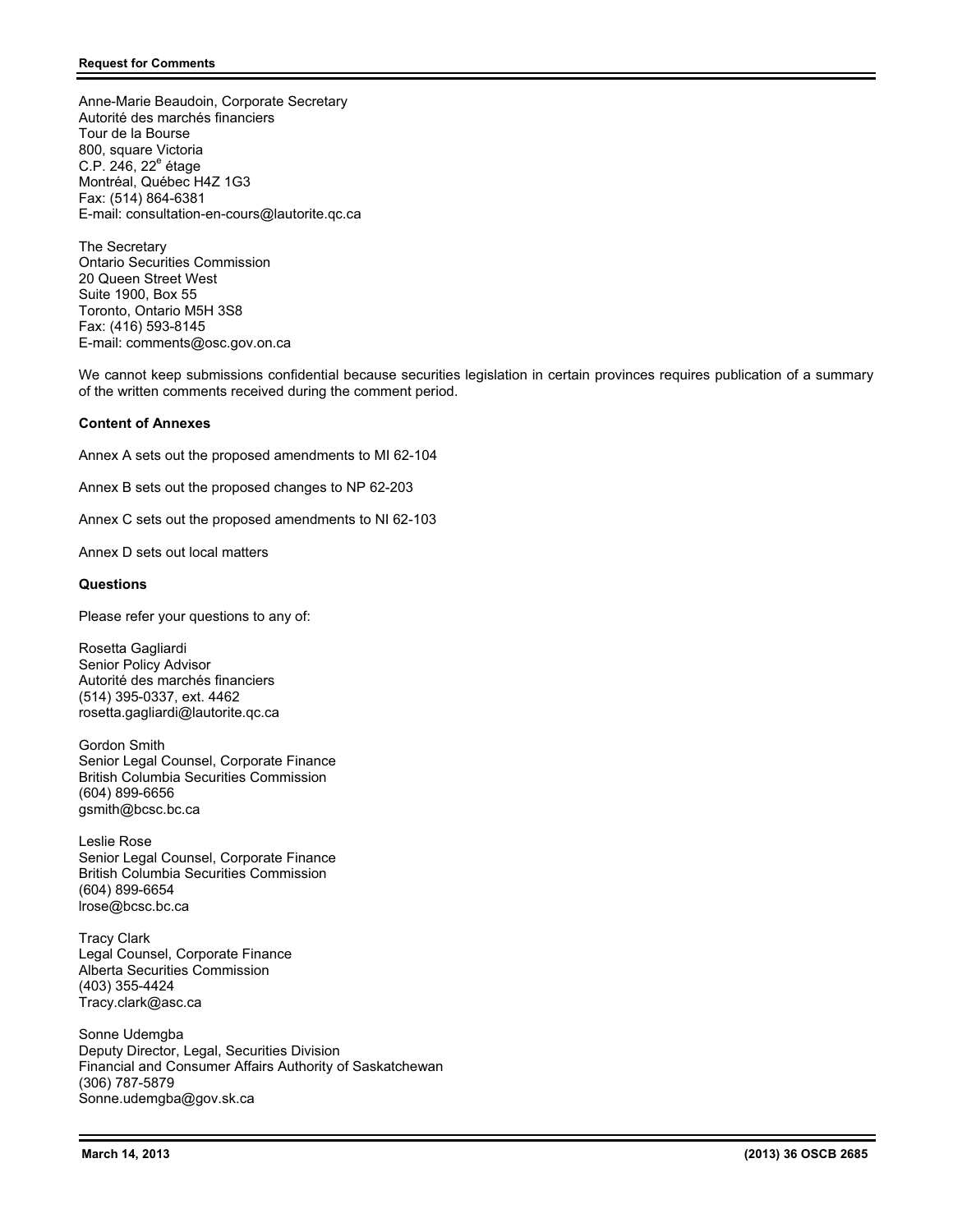Anne-Marie Beaudoin, Corporate Secretary
Autorité des marchés financiers
Tour de la Bourse
800, square Victoria
C.P. 246, 22e étage
Montréal, Québec H4Z 1G3
Fax: (514) 864-6381
E-mail: consultation-en-cours@lautorite.qc.ca

The Secretary
Ontario Securities Commission
20 Queen Street West
Suite 1900, Box 55
Toronto, Ontario M5H 3S8
Fax: (416) 593-8145
E-mail: comments@osc.gov.on.ca

We cannot keep submissions confidential because securities legislation in certain provinces requires publication of a summary of the written comments received during the comment period.

**Content of Annexes**

Annex A sets out the proposed amendments to MI 62-104

Annex B sets out the proposed changes to NP 62-203

Annex C sets out the proposed amendments to NI 62-103

Annex D sets out local matters

**Questions**

Please refer your questions to any of:

Rosetta Gagliardi
Senior Policy Advisor
Autorité des marchés financiers
(514) 395-0337, ext. 4462
rosetta.gagliardi@lautorite.qc.ca

Gordon Smith
Senior Legal Counsel, Corporate Finance
British Columbia Securities Commission
(604) 899-6656
gsmith@bcsc.bc.ca

Leslie Rose
Senior Legal Counsel, Corporate Finance
British Columbia Securities Commission
(604) 899-6654
lrose@bcsc.bc.ca

Tracy Clark
Legal Counsel, Corporate Finance
Alberta Securities Commission
(403) 355-4424
Tracy.clark@asc.ca

Sonne Udemgba
Deputy Director, Legal, Securities Division
Financial and Consumer Affairs Authority of Saskatchewan
(306) 787-5879
Sonne.udemgba@gov.sk.ca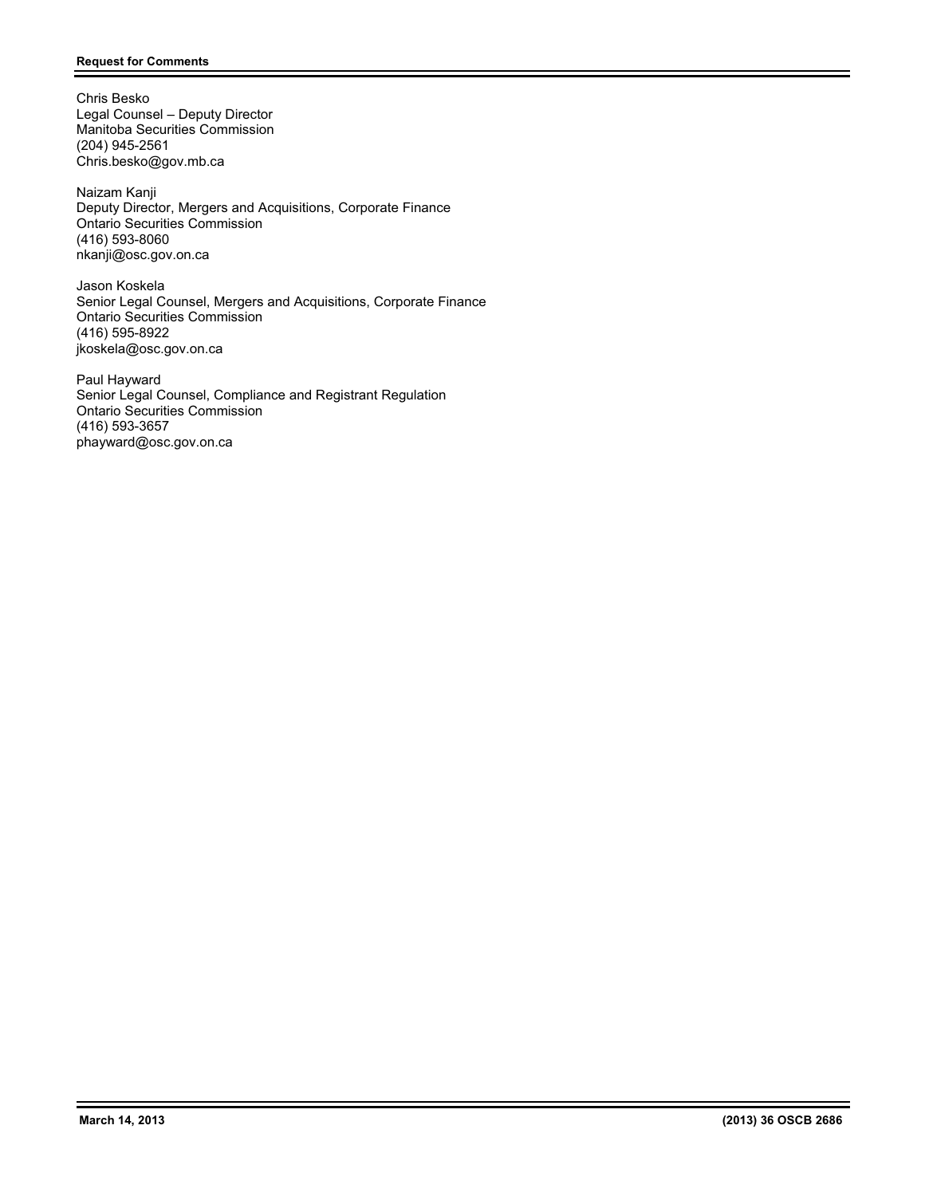Chris Besko
Legal Counsel – Deputy Director
Manitoba Securities Commission
(204) 945-2561
Chris.besko@gov.mb.ca

Naizam Kanji
Deputy Director, Mergers and Acquisitions, Corporate Finance
Ontario Securities Commission
(416) 593-8060
nkanji@osc.gov.on.ca

Jason Koskela
Senior Legal Counsel, Mergers and Acquisitions, Corporate Finance
Ontario Securities Commission
(416) 595-8922
jkoskela@osc.gov.on.ca

Paul Hayward
Senior Legal Counsel, Compliance and Registrant Regulation
Ontario Securities Commission
(416) 593-3657
phayward@osc.gov.on.ca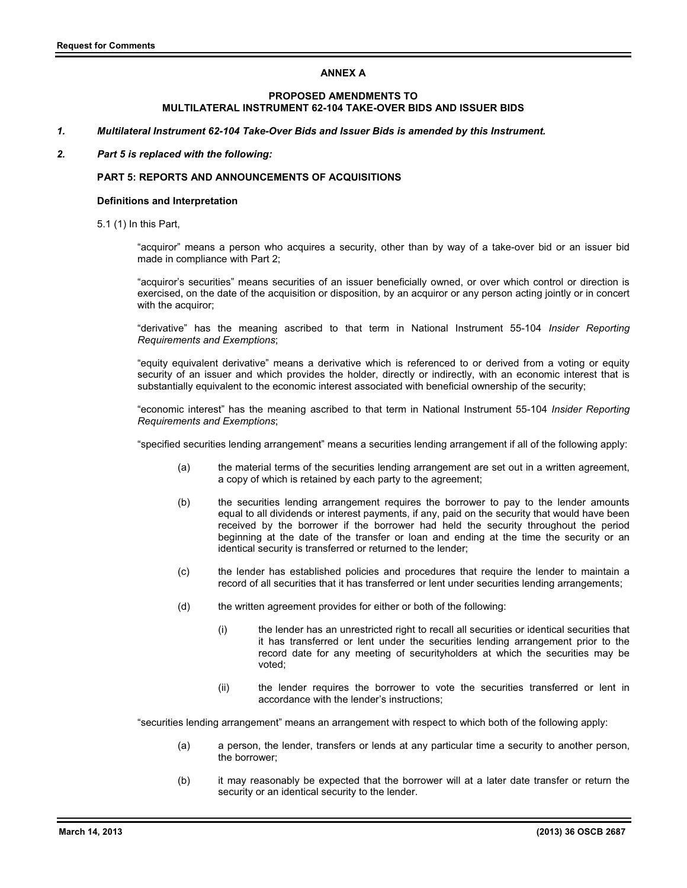**ANNEX A**

**PROPOSED AMENDMENTS TO**
**MULTILATERAL INSTRUMENT 62-104 TAKE-OVER BIDS AND ISSUER BIDS**

***1. Multilateral Instrument 62-104 Take-Over Bids and Issuer Bids is amended by this Instrument.***

***2. Part 5 is replaced with the following:***

**PART 5: REPORTS AND ANNOUNCEMENTS OF ACQUISITIONS**

**Definitions and Interpretation**

5.1 (1) In this Part,

"acquiror" means a person who acquires a security, other than by way of a take-over bid or an issuer bid made in compliance with Part 2;

"acquiror's securities" means securities of an issuer beneficially owned, or over which control or direction is exercised, on the date of the acquisition or disposition, by an acquiror or any person acting jointly or in concert with the acquiror;

"derivative" has the meaning ascribed to that term in National Instrument 55-104 *Insider Reporting Requirements and Exemptions*;

"equity equivalent derivative" means a derivative which is referenced to or derived from a voting or equity security of an issuer and which provides the holder, directly or indirectly, with an economic interest that is substantially equivalent to the economic interest associated with beneficial ownership of the security;

"economic interest" has the meaning ascribed to that term in National Instrument 55-104 *Insider Reporting Requirements and Exemptions*;

"specified securities lending arrangement" means a securities lending arrangement if all of the following apply:

(a) the material terms of the securities lending arrangement are set out in a written agreement, a copy of which is retained by each party to the agreement;

(b) the securities lending arrangement requires the borrower to pay to the lender amounts equal to all dividends or interest payments, if any, paid on the security that would have been received by the borrower if the borrower had held the security throughout the period beginning at the date of the transfer or loan and ending at the time the security or an identical security is transferred or returned to the lender;

(c) the lender has established policies and procedures that require the lender to maintain a record of all securities that it has transferred or lent under securities lending arrangements;

(d) the written agreement provides for either or both of the following:

(i) the lender has an unrestricted right to recall all securities or identical securities that it has transferred or lent under the securities lending arrangement prior to the record date for any meeting of securityholders at which the securities may be voted;

(ii) the lender requires the borrower to vote the securities transferred or lent in accordance with the lender's instructions;

"securities lending arrangement" means an arrangement with respect to which both of the following apply:

(a) a person, the lender, transfers or lends at any particular time a security to another person, the borrower;

(b) it may reasonably be expected that the borrower will at a later date transfer or return the security or an identical security to the lender.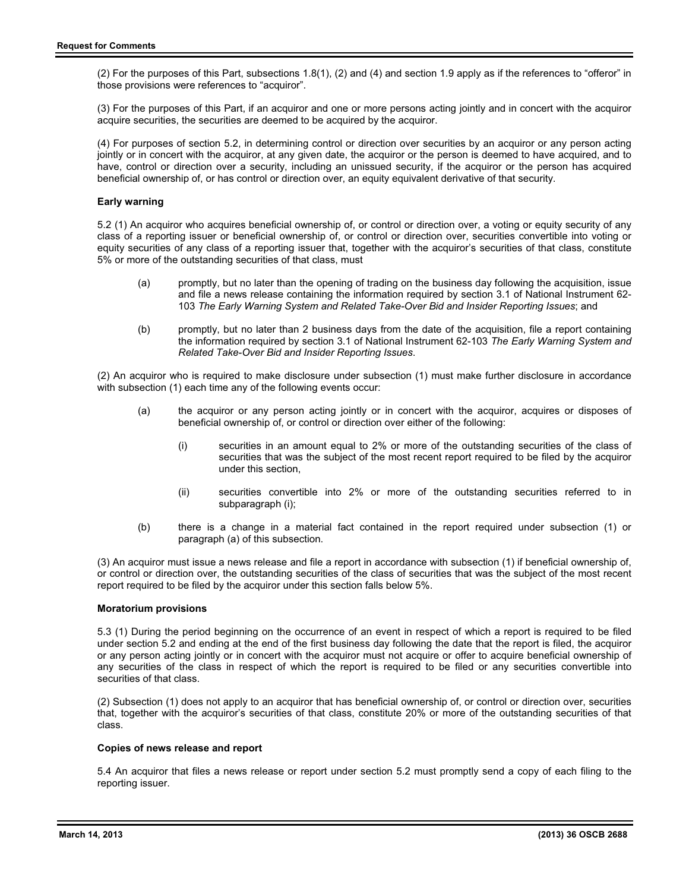(2) For the purposes of this Part, subsections 1.8(1), (2) and (4) and section 1.9 apply as if the references to “offeror” in those provisions were references to “acquiror”.

(3) For the purposes of this Part, if an acquiror and one or more persons acting jointly and in concert with the acquiror acquire securities, the securities are deemed to be acquired by the acquiror.

(4) For purposes of section 5.2, in determining control or direction over securities by an acquiror or any person acting jointly or in concert with the acquiror, at any given date, the acquiror or the person is deemed to have acquired, and to have, control or direction over a security, including an unissued security, if the acquiror or the person has acquired beneficial ownership of, or has control or direction over, an equity equivalent derivative of that security.

**Early warning**

5.2 (1) An acquiror who acquires beneficial ownership of, or control or direction over, a voting or equity security of any class of a reporting issuer or beneficial ownership of, or control or direction over, securities convertible into voting or equity securities of any class of a reporting issuer that, together with the acquiror’s securities of that class, constitute 5% or more of the outstanding securities of that class, must

(a) promptly, but no later than the opening of trading on the business day following the acquisition, issue and file a news release containing the information required by section 3.1 of National Instrument 62-103 *The Early Warning System and Related Take-Over Bid and Insider Reporting Issues*; and

(b) promptly, but no later than 2 business days from the date of the acquisition, file a report containing the information required by section 3.1 of National Instrument 62-103 *The Early Warning System and Related Take-Over Bid and Insider Reporting Issues*.

(2) An acquiror who is required to make disclosure under subsection (1) must make further disclosure in accordance with subsection (1) each time any of the following events occur:

(a) the acquiror or any person acting jointly or in concert with the acquiror, acquires or disposes of beneficial ownership of, or control or direction over either of the following:

(i) securities in an amount equal to 2% or more of the outstanding securities of the class of securities that was the subject of the most recent report required to be filed by the acquiror under this section,

(ii) securities convertible into 2% or more of the outstanding securities referred to in subparagraph (i);

(b) there is a change in a material fact contained in the report required under subsection (1) or paragraph (a) of this subsection.

(3) An acquiror must issue a news release and file a report in accordance with subsection (1) if beneficial ownership of, or control or direction over, the outstanding securities of the class of securities that was the subject of the most recent report required to be filed by the acquiror under this section falls below 5%.

**Moratorium provisions**

5.3 (1) During the period beginning on the occurrence of an event in respect of which a report is required to be filed under section 5.2 and ending at the end of the first business day following the date that the report is filed, the acquiror or any person acting jointly or in concert with the acquiror must not acquire or offer to acquire beneficial ownership of any securities of the class in respect of which the report is required to be filed or any securities convertible into securities of that class.

(2) Subsection (1) does not apply to an acquiror that has beneficial ownership of, or control or direction over, securities that, together with the acquiror’s securities of that class, constitute 20% or more of the outstanding securities of that class.

**Copies of news release and report**

5.4 An acquiror that files a news release or report under section 5.2 must promptly send a copy of each filing to the reporting issuer.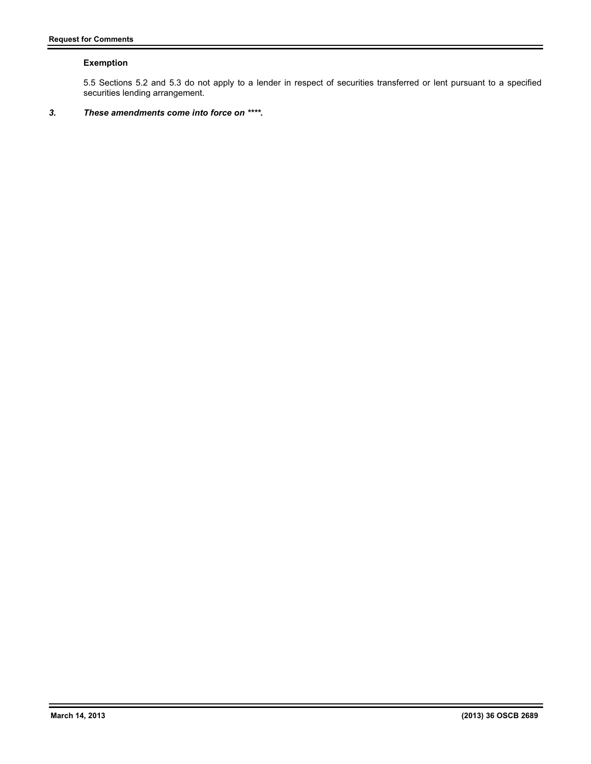**Exemption**

5.5 Sections 5.2 and 5.3 do not apply to a lender in respect of securities transferred or lent pursuant to a specified securities lending arrangement.

***3. These amendments come into force on ****.***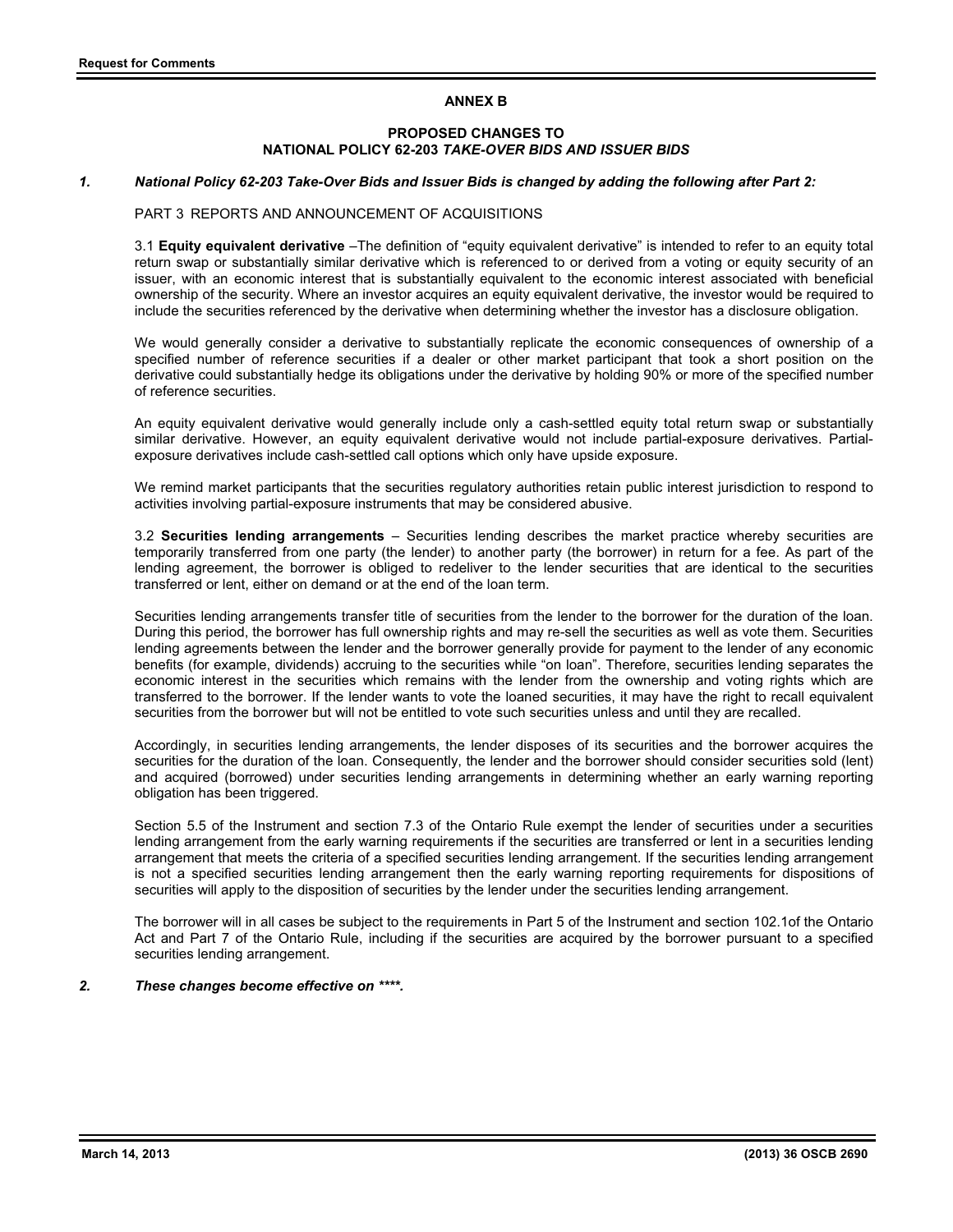## ANNEX B

### PROPOSED CHANGES TO
### NATIONAL POLICY 62-203 *TAKE-OVER BIDS AND ISSUER BIDS*

***1. National Policy 62-203 Take-Over Bids and Issuer Bids is changed by adding the following after Part 2:***

PART 3 REPORTS AND ANNOUNCEMENT OF ACQUISITIONS

3.1 **Equity equivalent derivative** –The definition of "equity equivalent derivative" is intended to refer to an equity total return swap or substantially similar derivative which is referenced to or derived from a voting or equity security of an issuer, with an economic interest that is substantially equivalent to the economic interest associated with beneficial ownership of the security. Where an investor acquires an equity equivalent derivative, the investor would be required to include the securities referenced by the derivative when determining whether the investor has a disclosure obligation.

We would generally consider a derivative to substantially replicate the economic consequences of ownership of a specified number of reference securities if a dealer or other market participant that took a short position on the derivative could substantially hedge its obligations under the derivative by holding 90% or more of the specified number of reference securities.

An equity equivalent derivative would generally include only a cash-settled equity total return swap or substantially similar derivative. However, an equity equivalent derivative would not include partial-exposure derivatives. Partial-exposure derivatives include cash-settled call options which only have upside exposure.

We remind market participants that the securities regulatory authorities retain public interest jurisdiction to respond to activities involving partial-exposure instruments that may be considered abusive.

3.2 **Securities lending arrangements** – Securities lending describes the market practice whereby securities are temporarily transferred from one party (the lender) to another party (the borrower) in return for a fee. As part of the lending agreement, the borrower is obliged to redeliver to the lender securities that are identical to the securities transferred or lent, either on demand or at the end of the loan term.

Securities lending arrangements transfer title of securities from the lender to the borrower for the duration of the loan. During this period, the borrower has full ownership rights and may re-sell the securities as well as vote them. Securities lending agreements between the lender and the borrower generally provide for payment to the lender of any economic benefits (for example, dividends) accruing to the securities while "on loan". Therefore, securities lending separates the economic interest in the securities which remains with the lender from the ownership and voting rights which are transferred to the borrower. If the lender wants to vote the loaned securities, it may have the right to recall equivalent securities from the borrower but will not be entitled to vote such securities unless and until they are recalled.

Accordingly, in securities lending arrangements, the lender disposes of its securities and the borrower acquires the securities for the duration of the loan. Consequently, the lender and the borrower should consider securities sold (lent) and acquired (borrowed) under securities lending arrangements in determining whether an early warning reporting obligation has been triggered.

Section 5.5 of the Instrument and section 7.3 of the Ontario Rule exempt the lender of securities under a securities lending arrangement from the early warning requirements if the securities are transferred or lent in a securities lending arrangement that meets the criteria of a specified securities lending arrangement. If the securities lending arrangement is not a specified securities lending arrangement then the early warning reporting requirements for dispositions of securities will apply to the disposition of securities by the lender under the securities lending arrangement.

The borrower will in all cases be subject to the requirements in Part 5 of the Instrument and section 102.1of the Ontario Act and Part 7 of the Ontario Rule, including if the securities are acquired by the borrower pursuant to a specified securities lending arrangement.

***2. These changes become effective on ****.***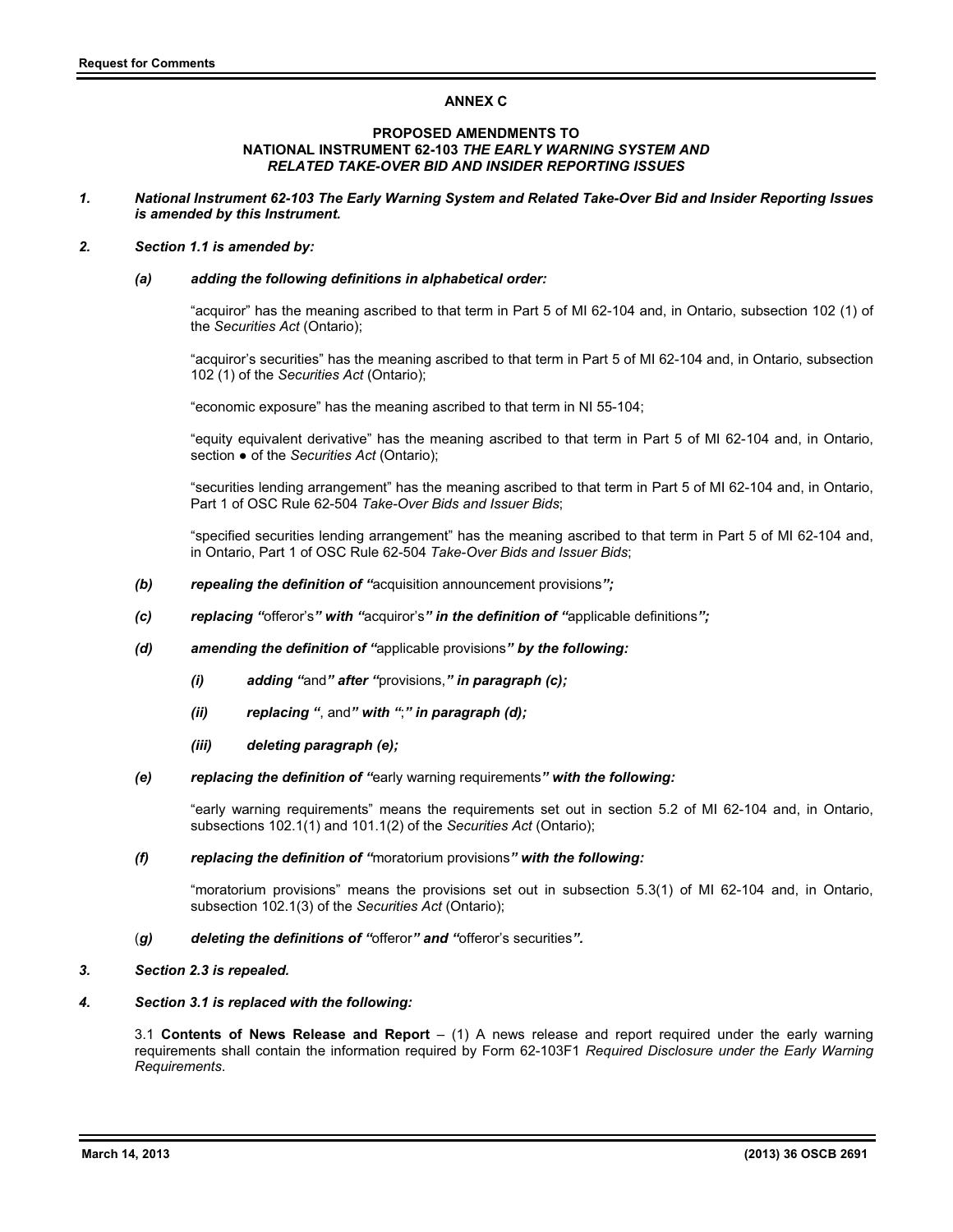## ANNEX C

### PROPOSED AMENDMENTS TO NATIONAL INSTRUMENT 62-103 *THE EARLY WARNING SYSTEM AND RELATED TAKE-OVER BID AND INSIDER REPORTING ISSUES*

***1. National Instrument 62-103 The Early Warning System and Related Take-Over Bid and Insider Reporting Issues is amended by this Instrument.***

***2. Section 1.1 is amended by:***

***(a) adding the following definitions in alphabetical order:***

"acquiror" has the meaning ascribed to that term in Part 5 of MI 62-104 and, in Ontario, subsection 102 (1) of the *Securities Act* (Ontario);

"acquiror's securities" has the meaning ascribed to that term in Part 5 of MI 62-104 and, in Ontario, subsection 102 (1) of the *Securities Act* (Ontario);

"economic exposure" has the meaning ascribed to that term in NI 55-104;

"equity equivalent derivative" has the meaning ascribed to that term in Part 5 of MI 62-104 and, in Ontario, section ● of the *Securities Act* (Ontario);

"securities lending arrangement" has the meaning ascribed to that term in Part 5 of MI 62-104 and, in Ontario, Part 1 of OSC Rule 62-504 *Take-Over Bids and Issuer Bids*;

"specified securities lending arrangement" has the meaning ascribed to that term in Part 5 of MI 62-104 and, in Ontario, Part 1 of OSC Rule 62-504 *Take-Over Bids and Issuer Bids*;

***(b) repealing the definition of "***acquisition announcement provisions***";***

***(c) replacing "***offeror's***" with "***acquiror's***" in the definition of "***applicable definitions***";***

***(d) amending the definition of "***applicable provisions***" by the following:***

***(i) adding "***and***" after "***provisions,***" in paragraph (c);***

***(ii) replacing "***, and***" with "***;***" in paragraph (d);***

***(iii) deleting paragraph (e);***

***(e) replacing the definition of "***early warning requirements***" with the following:***

"early warning requirements" means the requirements set out in section 5.2 of MI 62-104 and, in Ontario, subsections 102.1(1) and 101.1(2) of the *Securities Act* (Ontario);

***(f) replacing the definition of "***moratorium provisions***" with the following:***

"moratorium provisions" means the provisions set out in subsection 5.3(1) of MI 62-104 and, in Ontario, subsection 102.1(3) of the *Securities Act* (Ontario);

***(g) deleting the definitions of "***offeror***" and "***offeror's securities***".***

***3. Section 2.3 is repealed.***

***4. Section 3.1 is replaced with the following:***

3.1 **Contents of News Release and Report** – (1) A news release and report required under the early warning requirements shall contain the information required by Form 62-103F1 *Required Disclosure under the Early Warning Requirements*.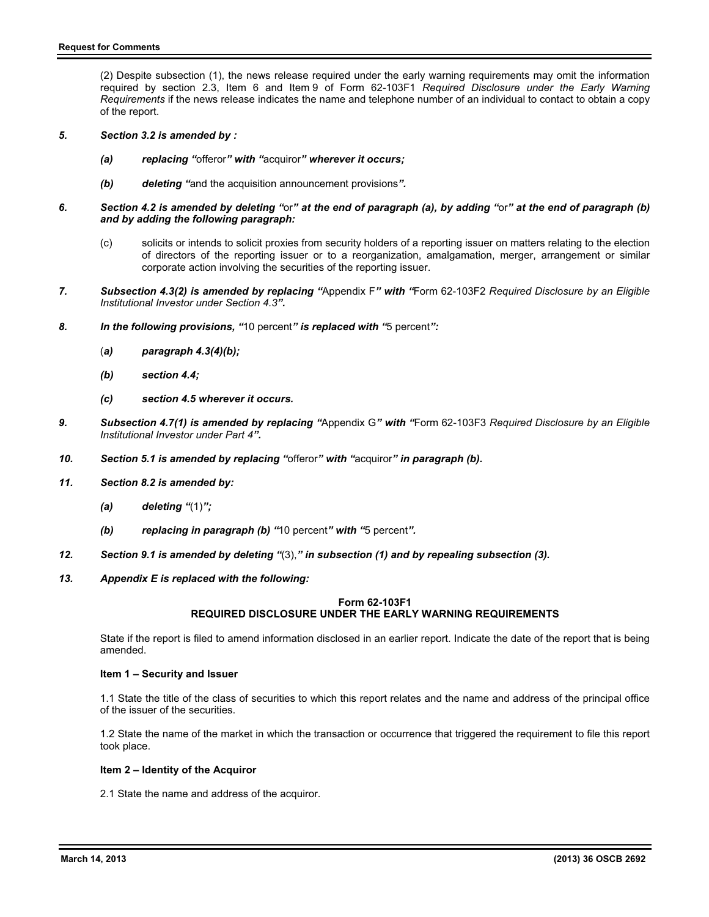(2) Despite subsection (1), the news release required under the early warning requirements may omit the information required by section 2.3, Item 6 and Item 9 of Form 62-103F1 *Required Disclosure under the Early Warning Requirements* if the news release indicates the name and telephone number of an individual to contact to obtain a copy of the report.

***5. Section 3.2 is amended by :***

***(a) replacing "***offeror***" with "***acquiror***" wherever it occurs;***

***(b) deleting "***and the acquisition announcement provisions***".***

***6. Section 4.2 is amended by deleting "***or***" at the end of paragraph (a), by adding "***or***" at the end of paragraph (b) and by adding the following paragraph:***

(c) solicits or intends to solicit proxies from security holders of a reporting issuer on matters relating to the election of directors of the reporting issuer or to a reorganization, amalgamation, merger, arrangement or similar corporate action involving the securities of the reporting issuer.

***7. Subsection 4.3(2) is amended by replacing "***Appendix F***" with "***Form 62-103F2 *Required Disclosure by an Eligible Institutional Investor under Section 4.3****".***

***8. In the following provisions, "***10 percent***" is replaced with "***5 percent***":***

***(a) paragraph 4.3(4)(b);***

***(b) section 4.4;***

***(c) section 4.5 wherever it occurs.***

***9. Subsection 4.7(1) is amended by replacing "***Appendix G***" with "***Form 62-103F3 *Required Disclosure by an Eligible Institutional Investor under Part 4****".***

***10. Section 5.1 is amended by replacing "***offeror***" with "***acquiror***" in paragraph (b).***

***11. Section 8.2 is amended by:***

***(a) deleting "***(1)***";***

***(b) replacing in paragraph (b) "***10 percent***" with "***5 percent***".***

***12. Section 9.1 is amended by deleting "***(3),***" in subsection (1) and by repealing subsection (3).***

***13. Appendix E is replaced with the following:***

**Form 62-103F1**
**REQUIRED DISCLOSURE UNDER THE EARLY WARNING REQUIREMENTS**

State if the report is filed to amend information disclosed in an earlier report. Indicate the date of the report that is being amended.

**Item 1 – Security and Issuer**

1.1 State the title of the class of securities to which this report relates and the name and address of the principal office of the issuer of the securities.

1.2 State the name of the market in which the transaction or occurrence that triggered the requirement to file this report took place.

**Item 2 – Identity of the Acquiror**

2.1 State the name and address of the acquiror.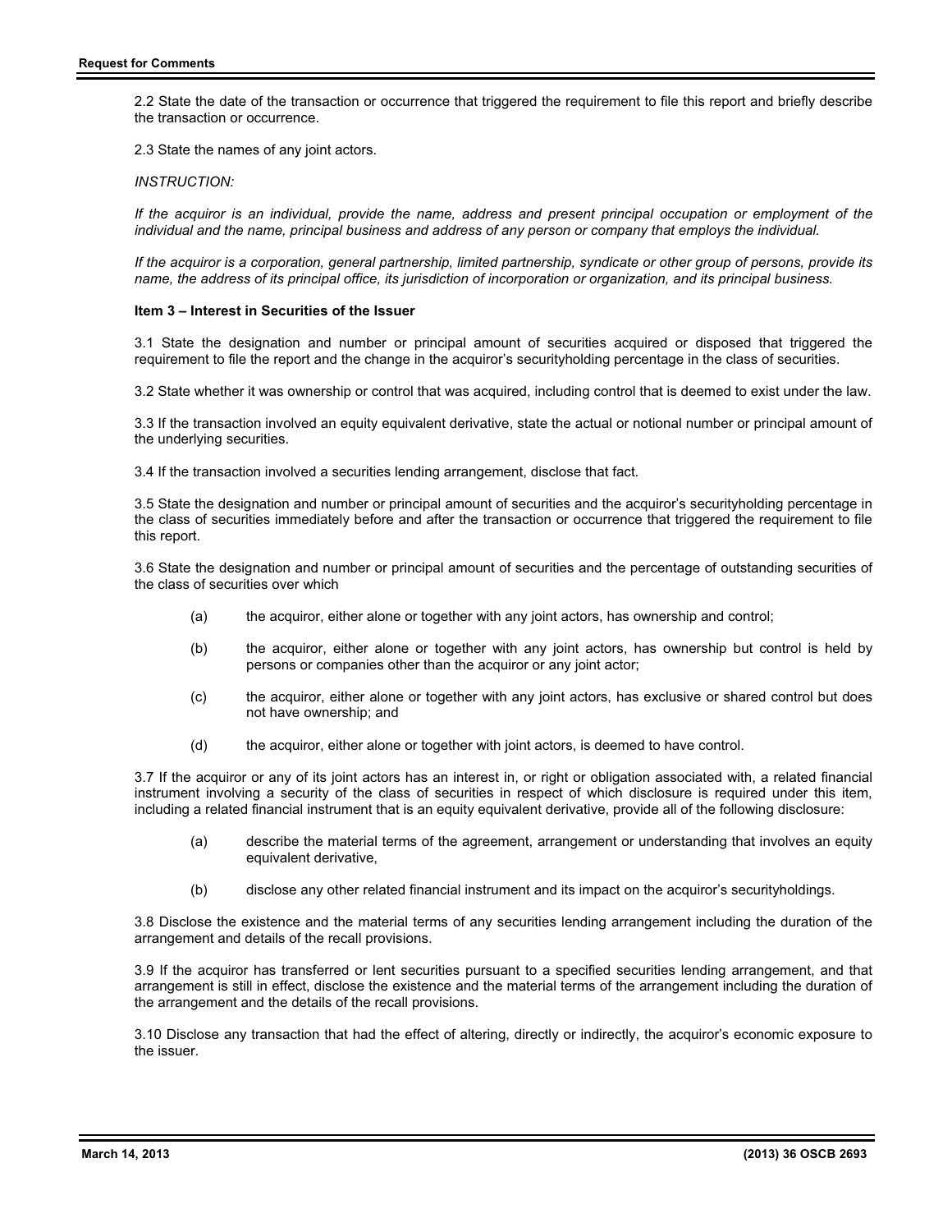2.2 State the date of the transaction or occurrence that triggered the requirement to file this report and briefly describe the transaction or occurrence.

2.3 State the names of any joint actors.

*INSTRUCTION:*

*If the acquiror is an individual, provide the name, address and present principal occupation or employment of the individual and the name, principal business and address of any person or company that employs the individual.*

*If the acquiror is a corporation, general partnership, limited partnership, syndicate or other group of persons, provide its name, the address of its principal office, its jurisdiction of incorporation or organization, and its principal business.*

**Item 3 – Interest in Securities of the Issuer**

3.1 State the designation and number or principal amount of securities acquired or disposed that triggered the requirement to file the report and the change in the acquiror's securityholding percentage in the class of securities.

3.2 State whether it was ownership or control that was acquired, including control that is deemed to exist under the law.

3.3 If the transaction involved an equity equivalent derivative, state the actual or notional number or principal amount of the underlying securities.

3.4 If the transaction involved a securities lending arrangement, disclose that fact.

3.5 State the designation and number or principal amount of securities and the acquiror's securityholding percentage in the class of securities immediately before and after the transaction or occurrence that triggered the requirement to file this report.

3.6 State the designation and number or principal amount of securities and the percentage of outstanding securities of the class of securities over which

(a) the acquiror, either alone or together with any joint actors, has ownership and control;

(b) the acquiror, either alone or together with any joint actors, has ownership but control is held by persons or companies other than the acquiror or any joint actor;

(c) the acquiror, either alone or together with any joint actors, has exclusive or shared control but does not have ownership; and

(d) the acquiror, either alone or together with joint actors, is deemed to have control.

3.7 If the acquiror or any of its joint actors has an interest in, or right or obligation associated with, a related financial instrument involving a security of the class of securities in respect of which disclosure is required under this item, including a related financial instrument that is an equity equivalent derivative, provide all of the following disclosure:

(a) describe the material terms of the agreement, arrangement or understanding that involves an equity equivalent derivative,

(b) disclose any other related financial instrument and its impact on the acquiror's securityholdings.

3.8 Disclose the existence and the material terms of any securities lending arrangement including the duration of the arrangement and details of the recall provisions.

3.9 If the acquiror has transferred or lent securities pursuant to a specified securities lending arrangement, and that arrangement is still in effect, disclose the existence and the material terms of the arrangement including the duration of the arrangement and the details of the recall provisions.

3.10 Disclose any transaction that had the effect of altering, directly or indirectly, the acquiror's economic exposure to the issuer.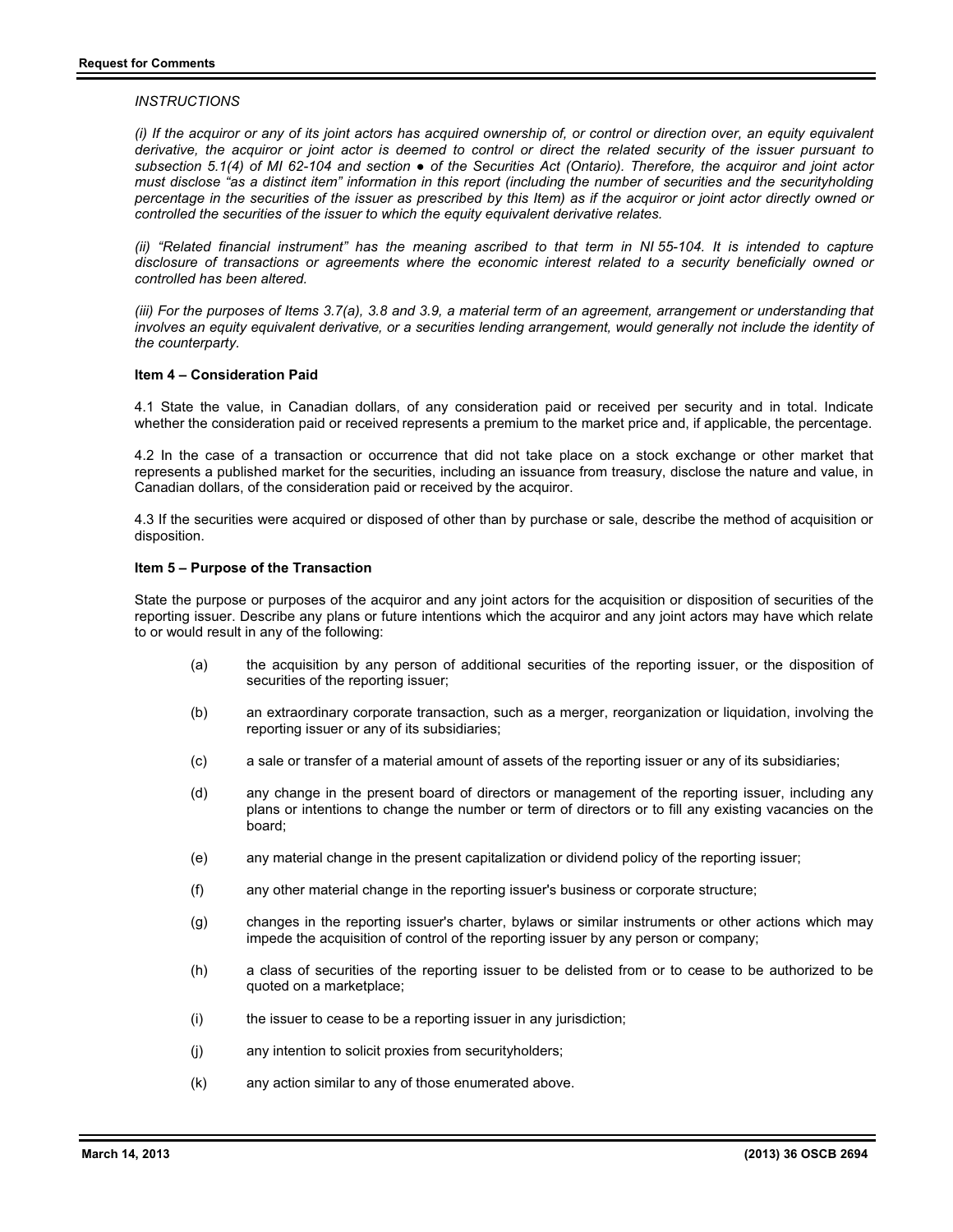*INSTRUCTIONS*

*(i) If the acquiror or any of its joint actors has acquired ownership of, or control or direction over, an equity equivalent derivative, the acquiror or joint actor is deemed to control or direct the related security of the issuer pursuant to subsection 5.1(4) of MI 62-104 and section ● of the Securities Act (Ontario). Therefore, the acquiror and joint actor must disclose "as a distinct item" information in this report (including the number of securities and the securityholding percentage in the securities of the issuer as prescribed by this Item) as if the acquiror or joint actor directly owned or controlled the securities of the issuer to which the equity equivalent derivative relates.*

*(ii) "Related financial instrument" has the meaning ascribed to that term in NI 55-104. It is intended to capture disclosure of transactions or agreements where the economic interest related to a security beneficially owned or controlled has been altered.*

*(iii) For the purposes of Items 3.7(a), 3.8 and 3.9, a material term of an agreement, arrangement or understanding that involves an equity equivalent derivative, or a securities lending arrangement, would generally not include the identity of the counterparty.*

**Item 4 – Consideration Paid**

4.1 State the value, in Canadian dollars, of any consideration paid or received per security and in total. Indicate whether the consideration paid or received represents a premium to the market price and, if applicable, the percentage.

4.2 In the case of a transaction or occurrence that did not take place on a stock exchange or other market that represents a published market for the securities, including an issuance from treasury, disclose the nature and value, in Canadian dollars, of the consideration paid or received by the acquiror.

4.3 If the securities were acquired or disposed of other than by purchase or sale, describe the method of acquisition or disposition.

**Item 5 – Purpose of the Transaction**

State the purpose or purposes of the acquiror and any joint actors for the acquisition or disposition of securities of the reporting issuer. Describe any plans or future intentions which the acquiror and any joint actors may have which relate to or would result in any of the following:

(a) the acquisition by any person of additional securities of the reporting issuer, or the disposition of securities of the reporting issuer;

(b) an extraordinary corporate transaction, such as a merger, reorganization or liquidation, involving the reporting issuer or any of its subsidiaries;

(c) a sale or transfer of a material amount of assets of the reporting issuer or any of its subsidiaries;

(d) any change in the present board of directors or management of the reporting issuer, including any plans or intentions to change the number or term of directors or to fill any existing vacancies on the board;

(e) any material change in the present capitalization or dividend policy of the reporting issuer;

(f) any other material change in the reporting issuer's business or corporate structure;

(g) changes in the reporting issuer's charter, bylaws or similar instruments or other actions which may impede the acquisition of control of the reporting issuer by any person or company;

(h) a class of securities of the reporting issuer to be delisted from or to cease to be authorized to be quoted on a marketplace;

(i) the issuer to cease to be a reporting issuer in any jurisdiction;

(j) any intention to solicit proxies from securityholders;

(k) any action similar to any of those enumerated above.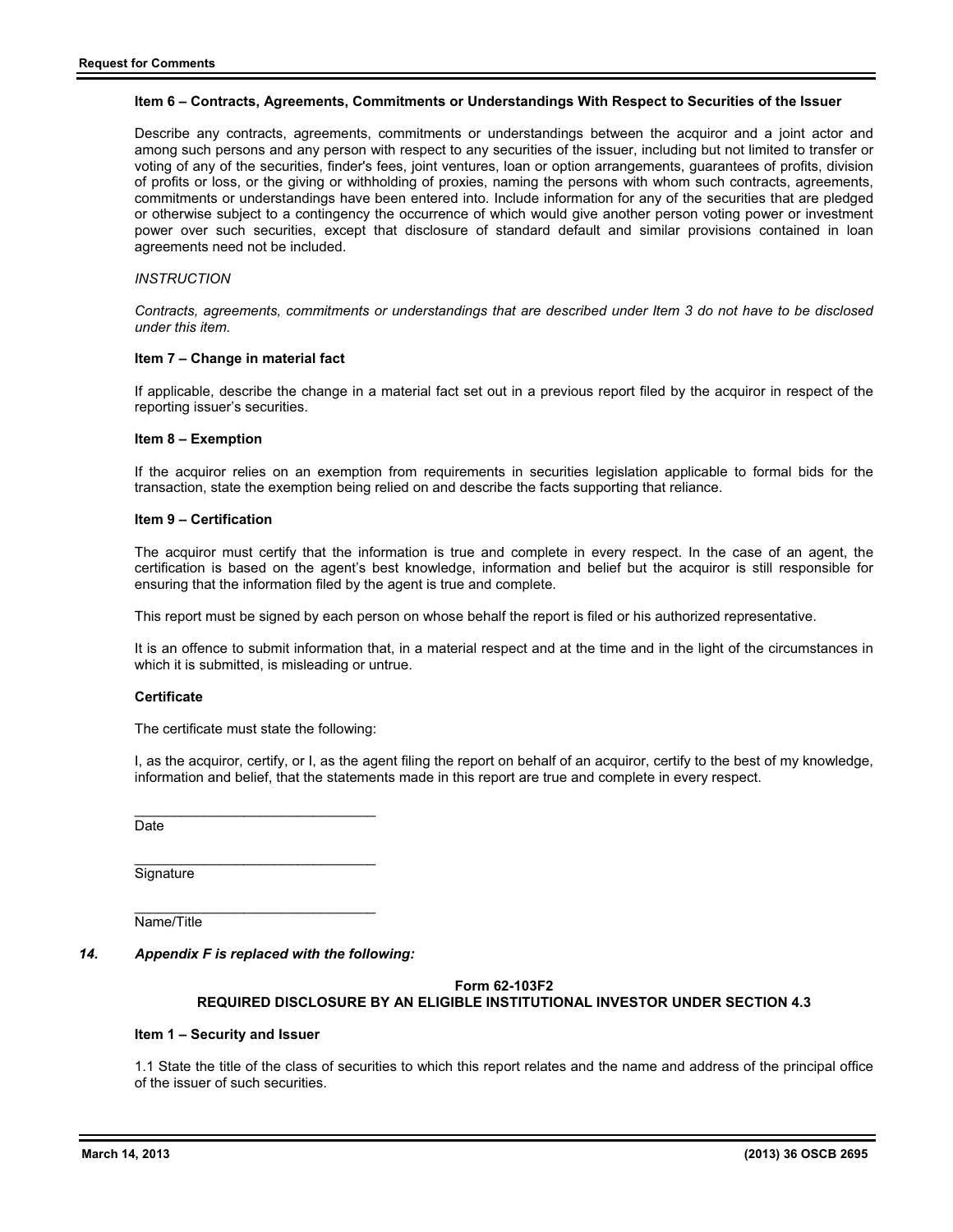**Item 6 – Contracts, Agreements, Commitments or Understandings With Respect to Securities of the Issuer**

Describe any contracts, agreements, commitments or understandings between the acquiror and a joint actor and among such persons and any person with respect to any securities of the issuer, including but not limited to transfer or voting of any of the securities, finder's fees, joint ventures, loan or option arrangements, guarantees of profits, division of profits or loss, or the giving or withholding of proxies, naming the persons with whom such contracts, agreements, commitments or understandings have been entered into. Include information for any of the securities that are pledged or otherwise subject to a contingency the occurrence of which would give another person voting power or investment power over such securities, except that disclosure of standard default and similar provisions contained in loan agreements need not be included.

*INSTRUCTION*

*Contracts, agreements, commitments or understandings that are described under Item 3 do not have to be disclosed under this item.*

**Item 7 – Change in material fact**

If applicable, describe the change in a material fact set out in a previous report filed by the acquiror in respect of the reporting issuer's securities.

**Item 8 – Exemption**

If the acquiror relies on an exemption from requirements in securities legislation applicable to formal bids for the transaction, state the exemption being relied on and describe the facts supporting that reliance.

**Item 9 – Certification**

The acquiror must certify that the information is true and complete in every respect. In the case of an agent, the certification is based on the agent's best knowledge, information and belief but the acquiror is still responsible for ensuring that the information filed by the agent is true and complete.

This report must be signed by each person on whose behalf the report is filed or his authorized representative.

It is an offence to submit information that, in a material respect and at the time and in the light of the circumstances in which it is submitted, is misleading or untrue.

**Certificate**

The certificate must state the following:

I, as the acquiror, certify, or I, as the agent filing the report on behalf of an acquiror, certify to the best of my knowledge, information and belief, that the statements made in this report are true and complete in every respect.

________________________________
Date

________________________________
Signature

________________________________
Name/Title

***14. Appendix F is replaced with the following:***

**Form 62-103F2**
**REQUIRED DISCLOSURE BY AN ELIGIBLE INSTITUTIONAL INVESTOR UNDER SECTION 4.3**

**Item 1 – Security and Issuer**

1.1 State the title of the class of securities to which this report relates and the name and address of the principal office of the issuer of such securities.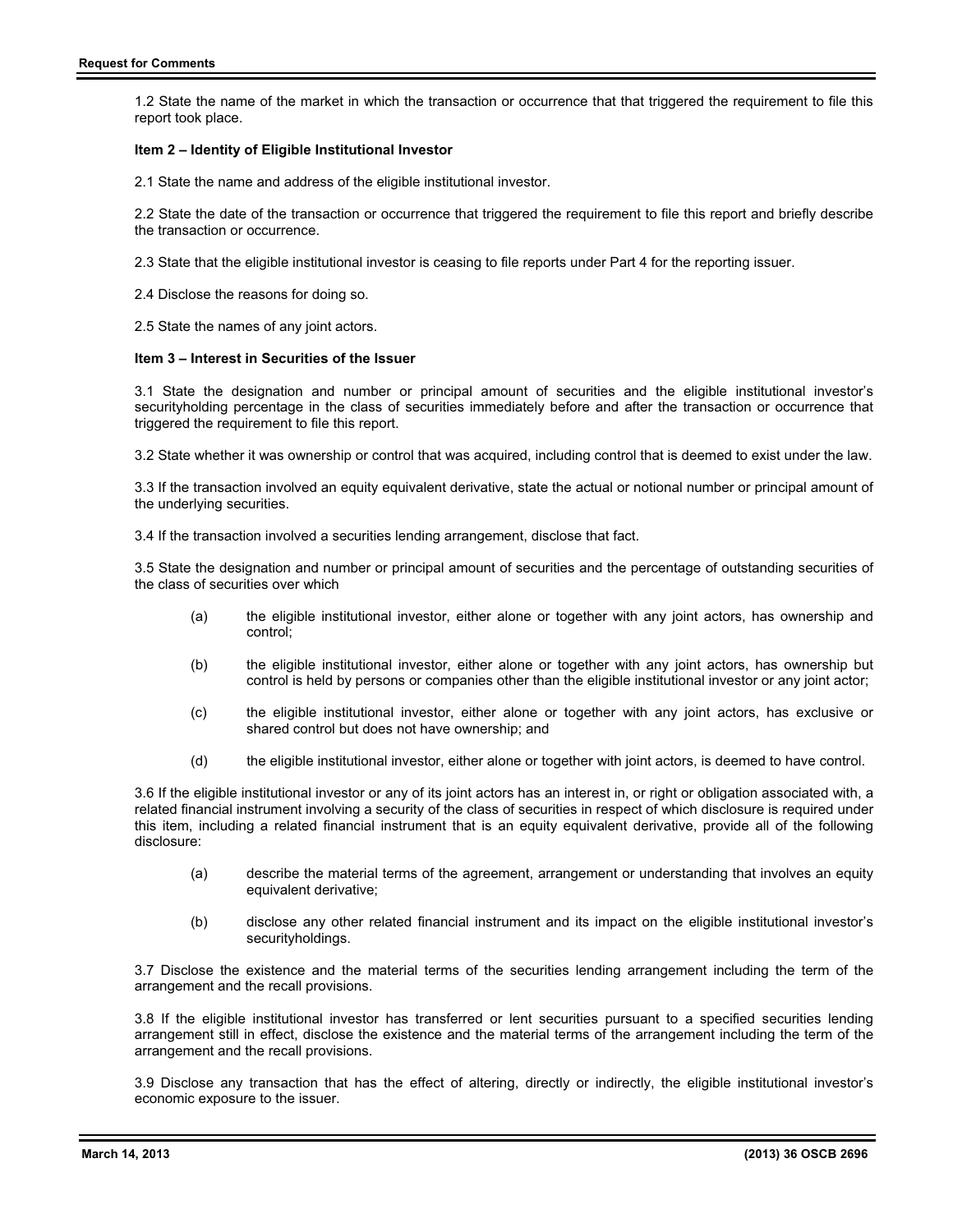1.2 State the name of the market in which the transaction or occurrence that that triggered the requirement to file this report took place.

**Item 2 – Identity of Eligible Institutional Investor**

2.1 State the name and address of the eligible institutional investor.

2.2 State the date of the transaction or occurrence that triggered the requirement to file this report and briefly describe the transaction or occurrence.

2.3 State that the eligible institutional investor is ceasing to file reports under Part 4 for the reporting issuer.

2.4 Disclose the reasons for doing so.

2.5 State the names of any joint actors.

**Item 3 – Interest in Securities of the Issuer**

3.1 State the designation and number or principal amount of securities and the eligible institutional investor's securityholding percentage in the class of securities immediately before and after the transaction or occurrence that triggered the requirement to file this report.

3.2 State whether it was ownership or control that was acquired, including control that is deemed to exist under the law.

3.3 If the transaction involved an equity equivalent derivative, state the actual or notional number or principal amount of the underlying securities.

3.4 If the transaction involved a securities lending arrangement, disclose that fact.

3.5 State the designation and number or principal amount of securities and the percentage of outstanding securities of the class of securities over which

(a) the eligible institutional investor, either alone or together with any joint actors, has ownership and control;

(b) the eligible institutional investor, either alone or together with any joint actors, has ownership but control is held by persons or companies other than the eligible institutional investor or any joint actor;

(c) the eligible institutional investor, either alone or together with any joint actors, has exclusive or shared control but does not have ownership; and

(d) the eligible institutional investor, either alone or together with joint actors, is deemed to have control.

3.6 If the eligible institutional investor or any of its joint actors has an interest in, or right or obligation associated with, a related financial instrument involving a security of the class of securities in respect of which disclosure is required under this item, including a related financial instrument that is an equity equivalent derivative, provide all of the following disclosure:

(a) describe the material terms of the agreement, arrangement or understanding that involves an equity equivalent derivative;

(b) disclose any other related financial instrument and its impact on the eligible institutional investor's securityholdings.

3.7 Disclose the existence and the material terms of the securities lending arrangement including the term of the arrangement and the recall provisions.

3.8 If the eligible institutional investor has transferred or lent securities pursuant to a specified securities lending arrangement still in effect, disclose the existence and the material terms of the arrangement including the term of the arrangement and the recall provisions.

3.9 Disclose any transaction that has the effect of altering, directly or indirectly, the eligible institutional investor's economic exposure to the issuer.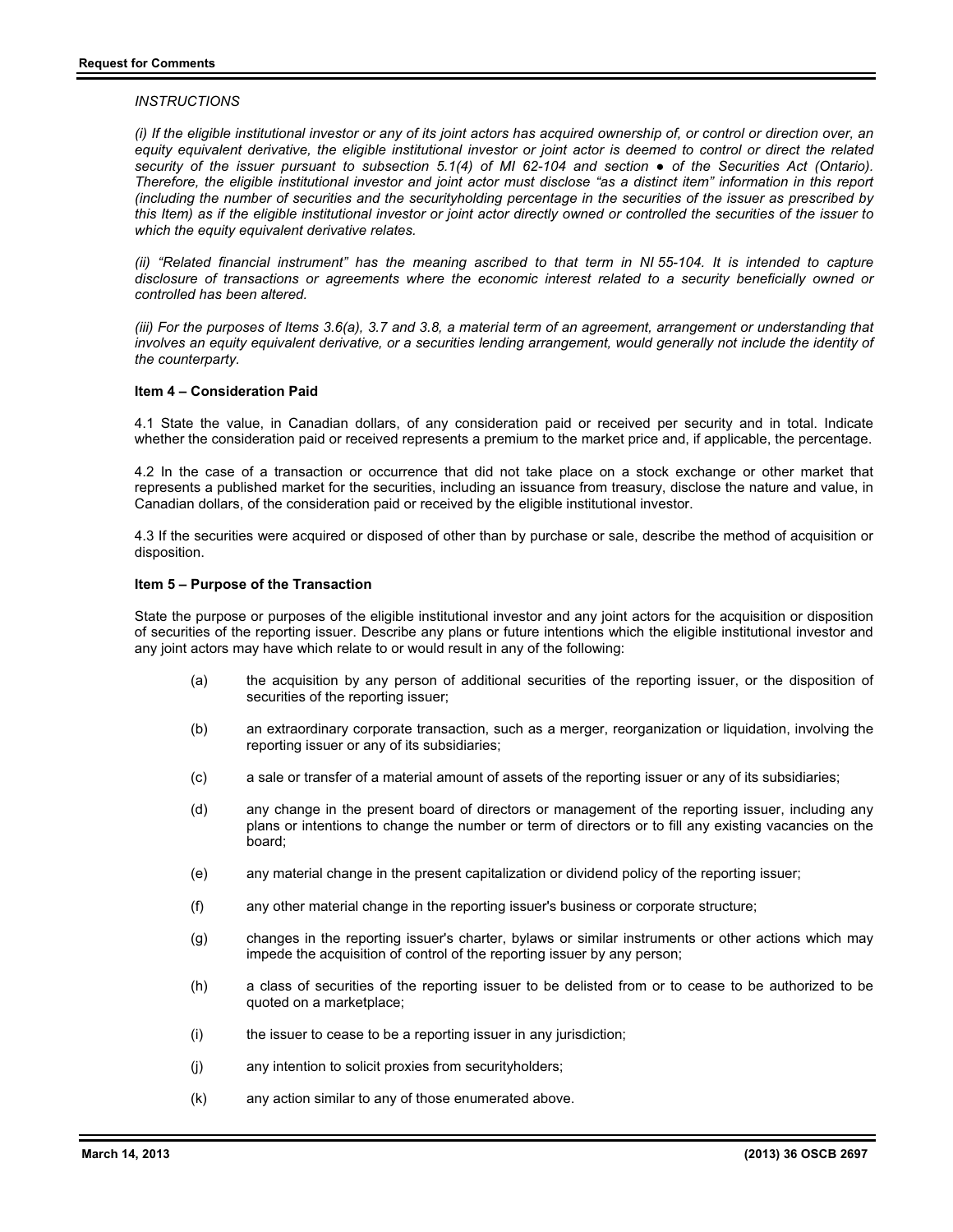*INSTRUCTIONS*

*(i) If the eligible institutional investor or any of its joint actors has acquired ownership of, or control or direction over, an equity equivalent derivative, the eligible institutional investor or joint actor is deemed to control or direct the related security of the issuer pursuant to subsection 5.1(4) of MI 62-104 and section ● of the Securities Act (Ontario). Therefore, the eligible institutional investor and joint actor must disclose "as a distinct item" information in this report (including the number of securities and the securityholding percentage in the securities of the issuer as prescribed by this Item) as if the eligible institutional investor or joint actor directly owned or controlled the securities of the issuer to which the equity equivalent derivative relates.*

*(ii) "Related financial instrument" has the meaning ascribed to that term in NI 55-104. It is intended to capture disclosure of transactions or agreements where the economic interest related to a security beneficially owned or controlled has been altered.*

*(iii) For the purposes of Items 3.6(a), 3.7 and 3.8, a material term of an agreement, arrangement or understanding that involves an equity equivalent derivative, or a securities lending arrangement, would generally not include the identity of the counterparty.*

**Item 4 – Consideration Paid**

4.1 State the value, in Canadian dollars, of any consideration paid or received per security and in total. Indicate whether the consideration paid or received represents a premium to the market price and, if applicable, the percentage.

4.2 In the case of a transaction or occurrence that did not take place on a stock exchange or other market that represents a published market for the securities, including an issuance from treasury, disclose the nature and value, in Canadian dollars, of the consideration paid or received by the eligible institutional investor.

4.3 If the securities were acquired or disposed of other than by purchase or sale, describe the method of acquisition or disposition.

**Item 5 – Purpose of the Transaction**

State the purpose or purposes of the eligible institutional investor and any joint actors for the acquisition or disposition of securities of the reporting issuer. Describe any plans or future intentions which the eligible institutional investor and any joint actors may have which relate to or would result in any of the following:

(a) the acquisition by any person of additional securities of the reporting issuer, or the disposition of securities of the reporting issuer;

(b) an extraordinary corporate transaction, such as a merger, reorganization or liquidation, involving the reporting issuer or any of its subsidiaries;

(c) a sale or transfer of a material amount of assets of the reporting issuer or any of its subsidiaries;

(d) any change in the present board of directors or management of the reporting issuer, including any plans or intentions to change the number or term of directors or to fill any existing vacancies on the board;

(e) any material change in the present capitalization or dividend policy of the reporting issuer;

(f) any other material change in the reporting issuer's business or corporate structure;

(g) changes in the reporting issuer's charter, bylaws or similar instruments or other actions which may impede the acquisition of control of the reporting issuer by any person;

(h) a class of securities of the reporting issuer to be delisted from or to cease to be authorized to be quoted on a marketplace;

(i) the issuer to cease to be a reporting issuer in any jurisdiction;

(j) any intention to solicit proxies from securityholders;

(k) any action similar to any of those enumerated above.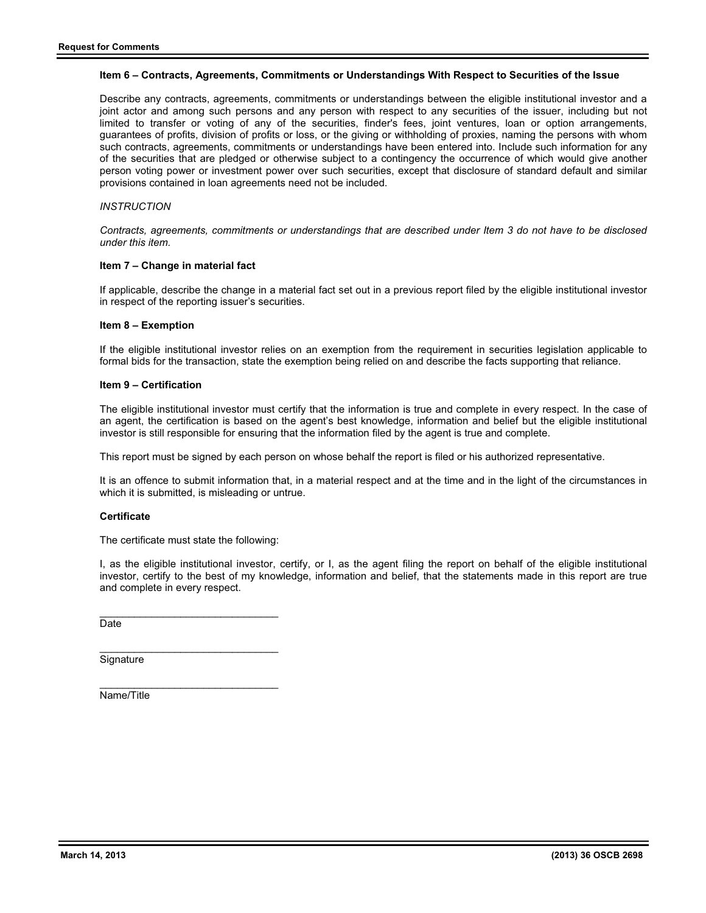#### Item 6 – Contracts, Agreements, Commitments or Understandings With Respect to Securities of the Issue

Describe any contracts, agreements, commitments or understandings between the eligible institutional investor and a joint actor and among such persons and any person with respect to any securities of the issuer, including but not limited to transfer or voting of any of the securities, finder's fees, joint ventures, loan or option arrangements, guarantees of profits, division of profits or loss, or the giving or withholding of proxies, naming the persons with whom such contracts, agreements, commitments or understandings have been entered into. Include such information for any of the securities that are pledged or otherwise subject to a contingency the occurrence of which would give another person voting power or investment power over such securities, except that disclosure of standard default and similar provisions contained in loan agreements need not be included.

*INSTRUCTION*

*Contracts, agreements, commitments or understandings that are described under Item 3 do not have to be disclosed under this item.*

#### Item 7 – Change in material fact

If applicable, describe the change in a material fact set out in a previous report filed by the eligible institutional investor in respect of the reporting issuer's securities.

#### Item 8 – Exemption

If the eligible institutional investor relies on an exemption from the requirement in securities legislation applicable to formal bids for the transaction, state the exemption being relied on and describe the facts supporting that reliance.

#### Item 9 – Certification

The eligible institutional investor must certify that the information is true and complete in every respect. In the case of an agent, the certification is based on the agent's best knowledge, information and belief but the eligible institutional investor is still responsible for ensuring that the information filed by the agent is true and complete.

This report must be signed by each person on whose behalf the report is filed or his authorized representative.

It is an offence to submit information that, in a material respect and at the time and in the light of the circumstances in which it is submitted, is misleading or untrue.

#### Certificate

The certificate must state the following:

I, as the eligible institutional investor, certify, or I, as the agent filing the report on behalf of the eligible institutional investor, certify to the best of my knowledge, information and belief, that the statements made in this report are true and complete in every respect.

\_\_\_\_\_\_\_\_\_\_\_\_\_\_\_\_\_\_\_\_\_\_\_\_\_\_\_\_\_\_\_
Date

\_\_\_\_\_\_\_\_\_\_\_\_\_\_\_\_\_\_\_\_\_\_\_\_\_\_\_\_\_\_\_
Signature

\_\_\_\_\_\_\_\_\_\_\_\_\_\_\_\_\_\_\_\_\_\_\_\_\_\_\_\_\_\_\_
Name/Title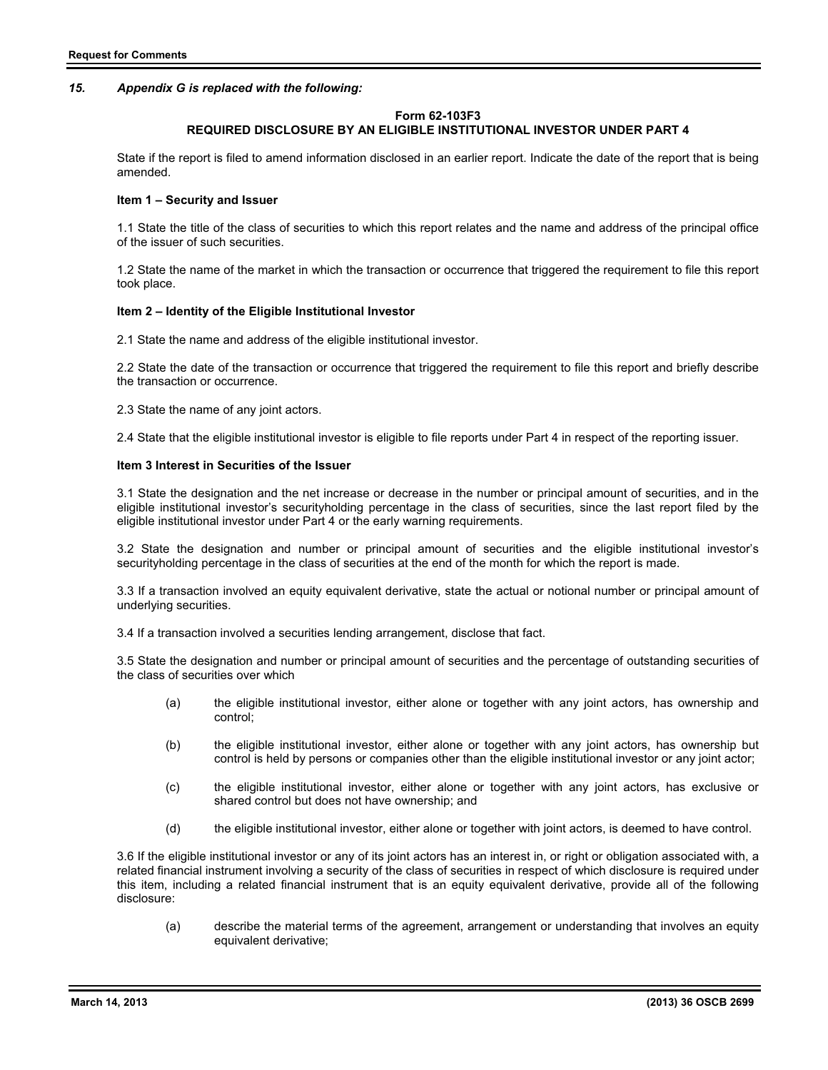*15. Appendix G is replaced with the following:*

**Form 62-103F3**
**REQUIRED DISCLOSURE BY AN ELIGIBLE INSTITUTIONAL INVESTOR UNDER PART 4**

State if the report is filed to amend information disclosed in an earlier report. Indicate the date of the report that is being amended.

**Item 1 – Security and Issuer**

1.1 State the title of the class of securities to which this report relates and the name and address of the principal office of the issuer of such securities.

1.2 State the name of the market in which the transaction or occurrence that triggered the requirement to file this report took place.

**Item 2 – Identity of the Eligible Institutional Investor**

2.1 State the name and address of the eligible institutional investor.

2.2 State the date of the transaction or occurrence that triggered the requirement to file this report and briefly describe the transaction or occurrence.

2.3 State the name of any joint actors.

2.4 State that the eligible institutional investor is eligible to file reports under Part 4 in respect of the reporting issuer.

**Item 3 Interest in Securities of the Issuer**

3.1 State the designation and the net increase or decrease in the number or principal amount of securities, and in the eligible institutional investor's securityholding percentage in the class of securities, since the last report filed by the eligible institutional investor under Part 4 or the early warning requirements.

3.2 State the designation and number or principal amount of securities and the eligible institutional investor's securityholding percentage in the class of securities at the end of the month for which the report is made.

3.3 If a transaction involved an equity equivalent derivative, state the actual or notional number or principal amount of underlying securities.

3.4 If a transaction involved a securities lending arrangement, disclose that fact.

3.5 State the designation and number or principal amount of securities and the percentage of outstanding securities of the class of securities over which

(a) the eligible institutional investor, either alone or together with any joint actors, has ownership and control;

(b) the eligible institutional investor, either alone or together with any joint actors, has ownership but control is held by persons or companies other than the eligible institutional investor or any joint actor;

(c) the eligible institutional investor, either alone or together with any joint actors, has exclusive or shared control but does not have ownership; and

(d) the eligible institutional investor, either alone or together with joint actors, is deemed to have control.

3.6 If the eligible institutional investor or any of its joint actors has an interest in, or right or obligation associated with, a related financial instrument involving a security of the class of securities in respect of which disclosure is required under this item, including a related financial instrument that is an equity equivalent derivative, provide all of the following disclosure:

(a) describe the material terms of the agreement, arrangement or understanding that involves an equity equivalent derivative;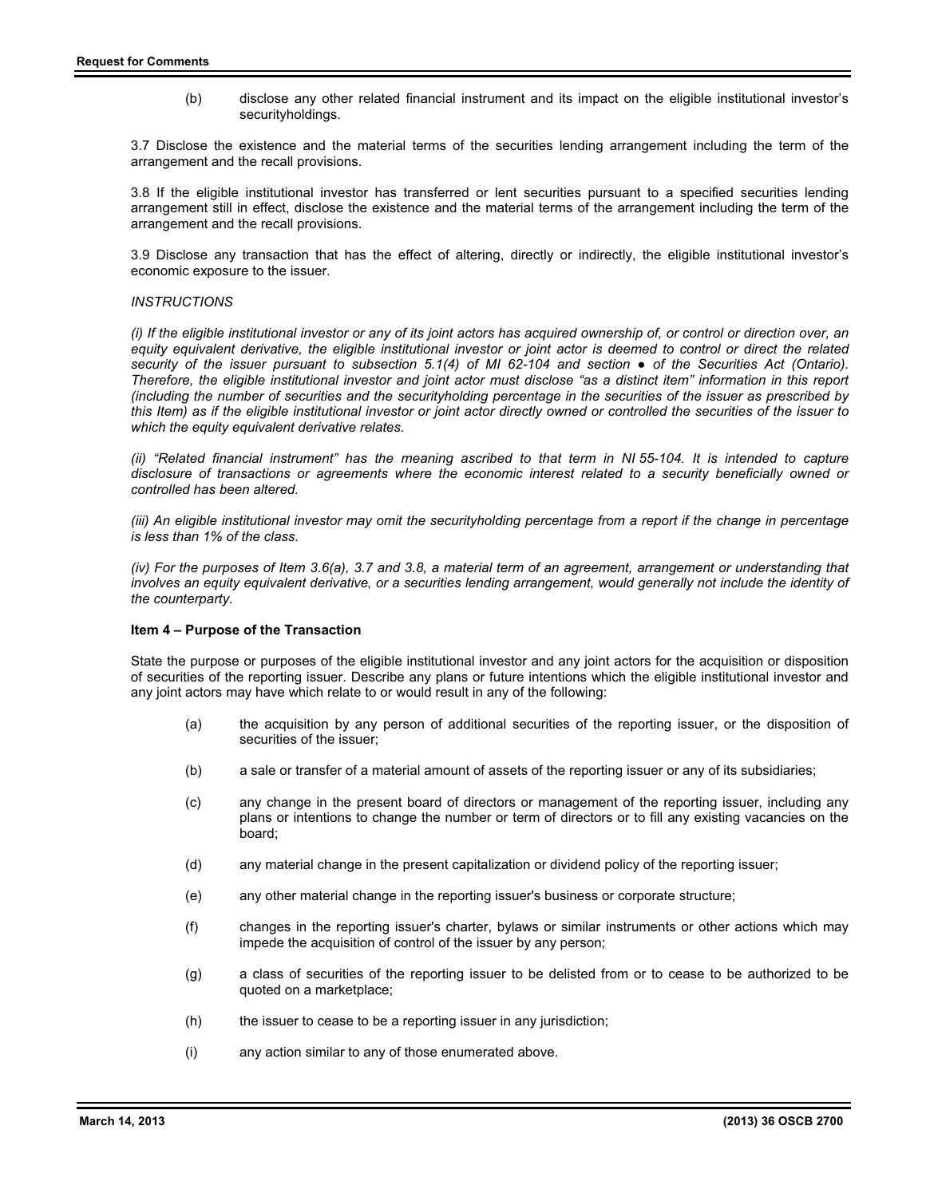(b) disclose any other related financial instrument and its impact on the eligible institutional investor's securityholdings.

3.7 Disclose the existence and the material terms of the securities lending arrangement including the term of the arrangement and the recall provisions.

3.8 If the eligible institutional investor has transferred or lent securities pursuant to a specified securities lending arrangement still in effect, disclose the existence and the material terms of the arrangement including the term of the arrangement and the recall provisions.

3.9 Disclose any transaction that has the effect of altering, directly or indirectly, the eligible institutional investor's economic exposure to the issuer.

*INSTRUCTIONS*

*(i) If the eligible institutional investor or any of its joint actors has acquired ownership of, or control or direction over, an equity equivalent derivative, the eligible institutional investor or joint actor is deemed to control or direct the related security of the issuer pursuant to subsection 5.1(4) of MI 62-104 and section ● of the Securities Act (Ontario). Therefore, the eligible institutional investor and joint actor must disclose "as a distinct item" information in this report (including the number of securities and the securityholding percentage in the securities of the issuer as prescribed by this Item) as if the eligible institutional investor or joint actor directly owned or controlled the securities of the issuer to which the equity equivalent derivative relates.*

*(ii) "Related financial instrument" has the meaning ascribed to that term in NI 55-104. It is intended to capture disclosure of transactions or agreements where the economic interest related to a security beneficially owned or controlled has been altered.*

*(iii) An eligible institutional investor may omit the securityholding percentage from a report if the change in percentage is less than 1% of the class.*

*(iv) For the purposes of Item 3.6(a), 3.7 and 3.8, a material term of an agreement, arrangement or understanding that involves an equity equivalent derivative, or a securities lending arrangement, would generally not include the identity of the counterparty.*

**Item 4 – Purpose of the Transaction**

State the purpose or purposes of the eligible institutional investor and any joint actors for the acquisition or disposition of securities of the reporting issuer. Describe any plans or future intentions which the eligible institutional investor and any joint actors may have which relate to or would result in any of the following:

(a) the acquisition by any person of additional securities of the reporting issuer, or the disposition of securities of the issuer;

(b) a sale or transfer of a material amount of assets of the reporting issuer or any of its subsidiaries;

(c) any change in the present board of directors or management of the reporting issuer, including any plans or intentions to change the number or term of directors or to fill any existing vacancies on the board;

(d) any material change in the present capitalization or dividend policy of the reporting issuer;

(e) any other material change in the reporting issuer's business or corporate structure;

(f) changes in the reporting issuer's charter, bylaws or similar instruments or other actions which may impede the acquisition of control of the issuer by any person;

(g) a class of securities of the reporting issuer to be delisted from or to cease to be authorized to be quoted on a marketplace;

(h) the issuer to cease to be a reporting issuer in any jurisdiction;

(i) any action similar to any of those enumerated above.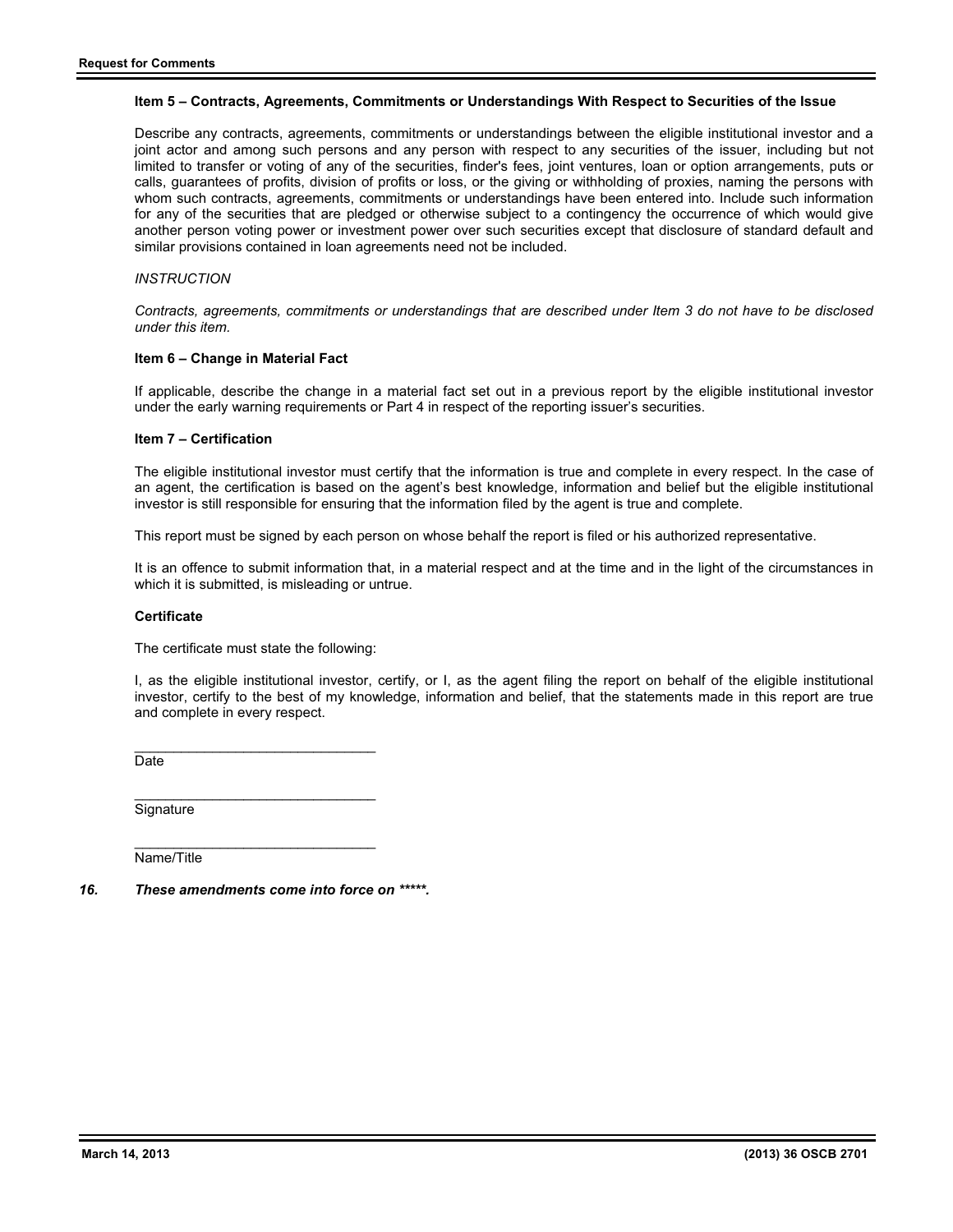**Item 5 – Contracts, Agreements, Commitments or Understandings With Respect to Securities of the Issue**

Describe any contracts, agreements, commitments or understandings between the eligible institutional investor and a joint actor and among such persons and any person with respect to any securities of the issuer, including but not limited to transfer or voting of any of the securities, finder's fees, joint ventures, loan or option arrangements, puts or calls, guarantees of profits, division of profits or loss, or the giving or withholding of proxies, naming the persons with whom such contracts, agreements, commitments or understandings have been entered into. Include such information for any of the securities that are pledged or otherwise subject to a contingency the occurrence of which would give another person voting power or investment power over such securities except that disclosure of standard default and similar provisions contained in loan agreements need not be included.

*INSTRUCTION*

*Contracts, agreements, commitments or understandings that are described under Item 3 do not have to be disclosed under this item.*

**Item 6 – Change in Material Fact**

If applicable, describe the change in a material fact set out in a previous report by the eligible institutional investor under the early warning requirements or Part 4 in respect of the reporting issuer's securities.

**Item 7 – Certification**

The eligible institutional investor must certify that the information is true and complete in every respect. In the case of an agent, the certification is based on the agent's best knowledge, information and belief but the eligible institutional investor is still responsible for ensuring that the information filed by the agent is true and complete.

This report must be signed by each person on whose behalf the report is filed or his authorized representative.

It is an offence to submit information that, in a material respect and at the time and in the light of the circumstances in which it is submitted, is misleading or untrue.

**Certificate**

The certificate must state the following:

I, as the eligible institutional investor, certify, or I, as the agent filing the report on behalf of the eligible institutional investor, certify to the best of my knowledge, information and belief, that the statements made in this report are true and complete in every respect.

_______________________________
Date

_______________________________
Signature

_______________________________
Name/Title

***16. These amendments come into force on *****.***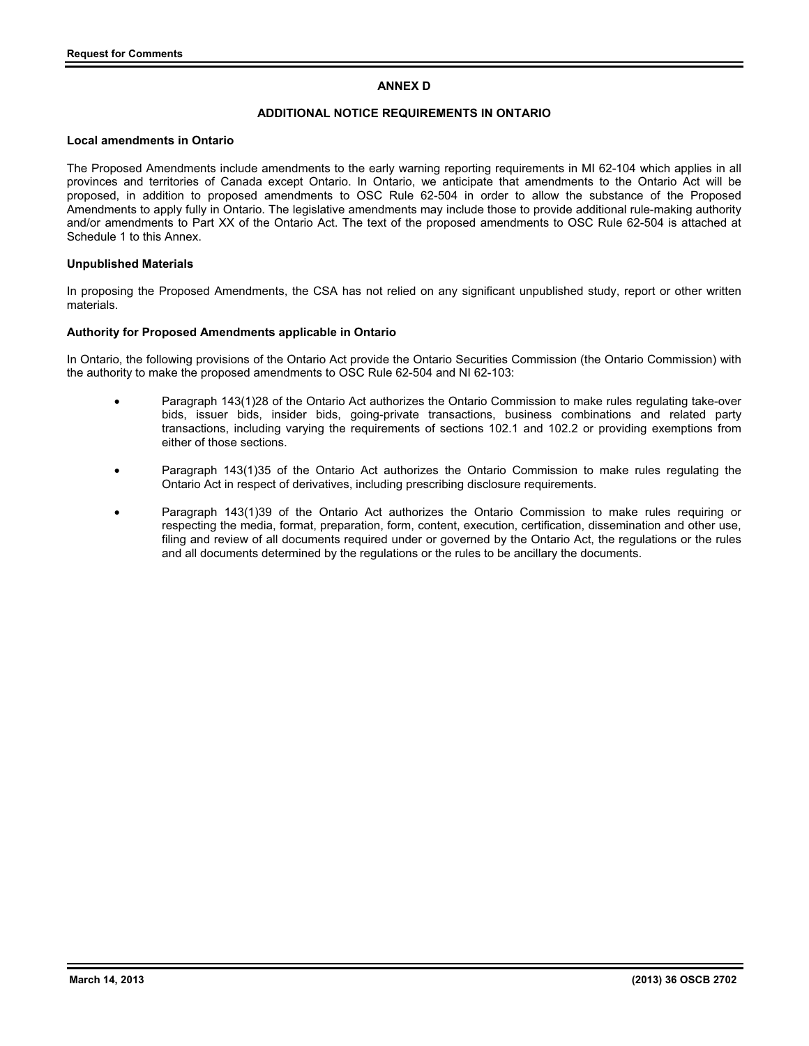## ANNEX D

## ADDITIONAL NOTICE REQUIREMENTS IN ONTARIO

**Local amendments in Ontario**

The Proposed Amendments include amendments to the early warning reporting requirements in MI 62-104 which applies in all provinces and territories of Canada except Ontario. In Ontario, we anticipate that amendments to the Ontario Act will be proposed, in addition to proposed amendments to OSC Rule 62-504 in order to allow the substance of the Proposed Amendments to apply fully in Ontario. The legislative amendments may include those to provide additional rule-making authority and/or amendments to Part XX of the Ontario Act. The text of the proposed amendments to OSC Rule 62-504 is attached at Schedule 1 to this Annex.

**Unpublished Materials**

In proposing the Proposed Amendments, the CSA has not relied on any significant unpublished study, report or other written materials.

**Authority for Proposed Amendments applicable in Ontario**

In Ontario, the following provisions of the Ontario Act provide the Ontario Securities Commission (the Ontario Commission) with the authority to make the proposed amendments to OSC Rule 62-504 and NI 62-103:

- Paragraph 143(1)28 of the Ontario Act authorizes the Ontario Commission to make rules regulating take-over bids, issuer bids, insider bids, going-private transactions, business combinations and related party transactions, including varying the requirements of sections 102.1 and 102.2 or providing exemptions from either of those sections.

- Paragraph 143(1)35 of the Ontario Act authorizes the Ontario Commission to make rules regulating the Ontario Act in respect of derivatives, including prescribing disclosure requirements.

- Paragraph 143(1)39 of the Ontario Act authorizes the Ontario Commission to make rules requiring or respecting the media, format, preparation, form, content, execution, certification, dissemination and other use, filing and review of all documents required under or governed by the Ontario Act, the regulations or the rules and all documents determined by the regulations or the rules to be ancillary the documents.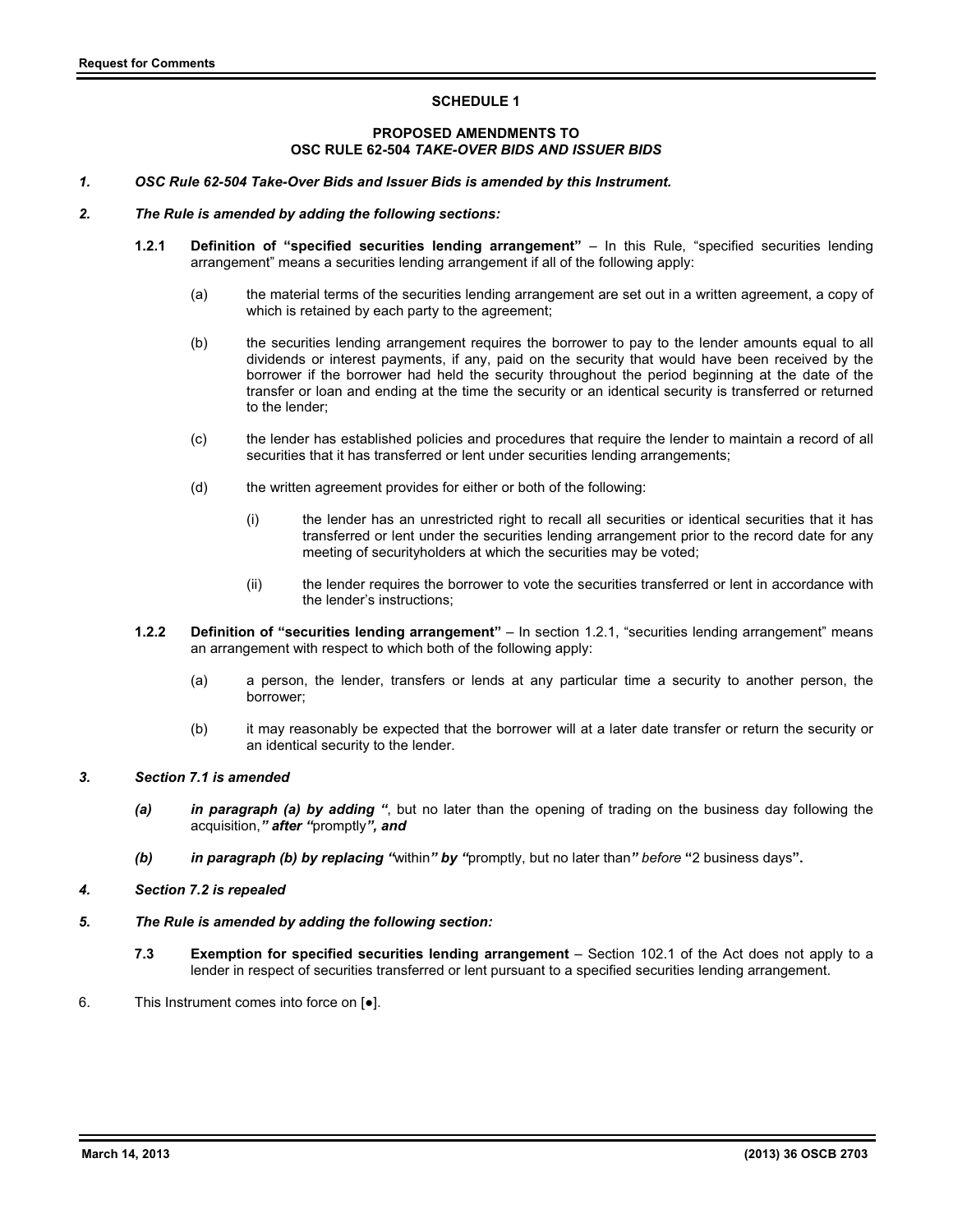**SCHEDULE 1**

**PROPOSED AMENDMENTS TO**
**OSC RULE 62-504 *TAKE-OVER BIDS AND ISSUER BIDS***

***1. OSC Rule 62-504 Take-Over Bids and Issuer Bids is amended by this Instrument.***

***2. The Rule is amended by adding the following sections:***

**1.2.1 Definition of "specified securities lending arrangement"** – In this Rule, "specified securities lending arrangement" means a securities lending arrangement if all of the following apply:

(a) the material terms of the securities lending arrangement are set out in a written agreement, a copy of which is retained by each party to the agreement;

(b) the securities lending arrangement requires the borrower to pay to the lender amounts equal to all dividends or interest payments, if any, paid on the security that would have been received by the borrower if the borrower had held the security throughout the period beginning at the date of the transfer or loan and ending at the time the security or an identical security is transferred or returned to the lender;

(c) the lender has established policies and procedures that require the lender to maintain a record of all securities that it has transferred or lent under securities lending arrangements;

(d) the written agreement provides for either or both of the following:

(i) the lender has an unrestricted right to recall all securities or identical securities that it has transferred or lent under the securities lending arrangement prior to the record date for any meeting of securityholders at which the securities may be voted;

(ii) the lender requires the borrower to vote the securities transferred or lent in accordance with the lender's instructions;

**1.2.2 Definition of "securities lending arrangement"** – In section 1.2.1, "securities lending arrangement" means an arrangement with respect to which both of the following apply:

(a) a person, the lender, transfers or lends at any particular time a security to another person, the borrower;

(b) it may reasonably be expected that the borrower will at a later date transfer or return the security or an identical security to the lender.

***3. Section 7.1 is amended***

***(a) in paragraph (a) by adding "**, but no later than the opening of trading on the business day following the acquisition,**" after "**promptly**", and***

***(b) in paragraph (b) by replacing "**within**" by "**promptly, but no later than**" before "**2 business days**".***

***4. Section 7.2 is repealed***

***5. The Rule is amended by adding the following section:***

**7.3 Exemption for specified securities lending arrangement** – Section 102.1 of the Act does not apply to a lender in respect of securities transferred or lent pursuant to a specified securities lending arrangement.

6. This Instrument comes into force on [●].